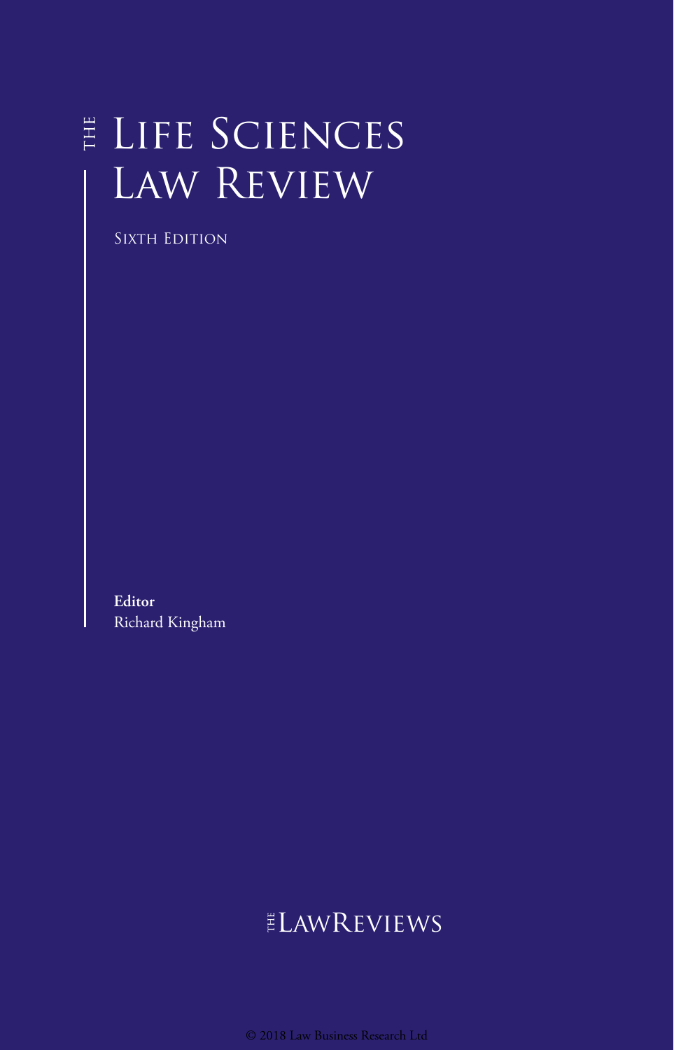# THE LIFE SCIENCES LAW REVIEW

SIXTH EDITION

**Editor**
Richard Kingham

THE LAWREVIEWS

© 2018 Law Business Research Ltd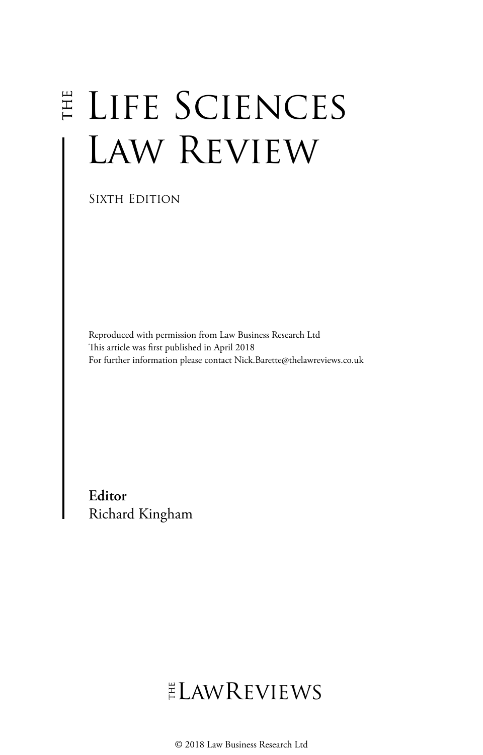# THE LIFE SCIENCES LAW REVIEW

SIXTH EDITION

Reproduced with permission from Law Business Research Ltd
This article was first published in April 2018
For further information please contact Nick.Barette@thelawreviews.co.uk

**Editor**
Richard Kingham

THE LAWREVIEWS

© 2018 Law Business Research Ltd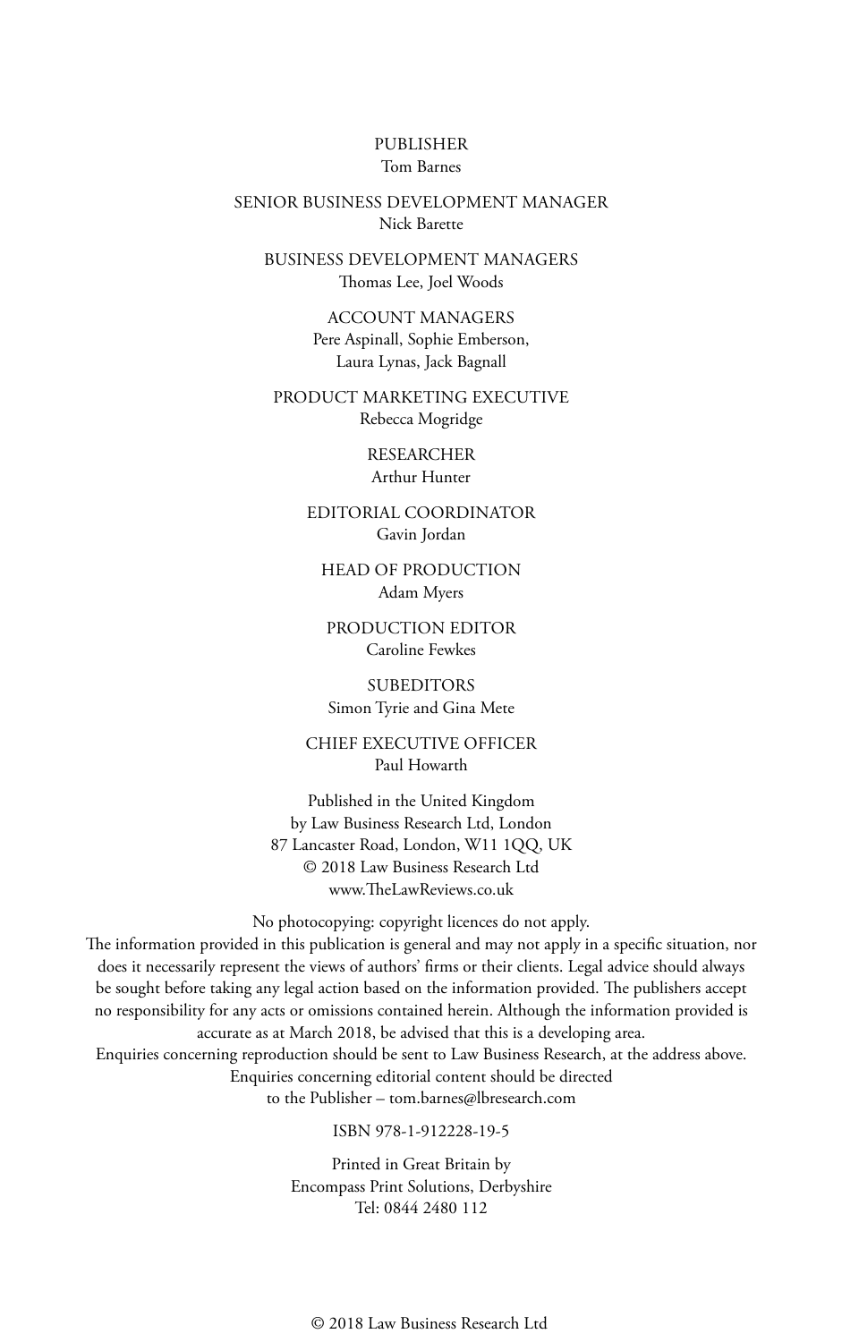PUBLISHER
Tom Barnes

SENIOR BUSINESS DEVELOPMENT MANAGER
Nick Barette

BUSINESS DEVELOPMENT MANAGERS
Thomas Lee, Joel Woods

ACCOUNT MANAGERS
Pere Aspinall, Sophie Emberson,
Laura Lynas, Jack Bagnall

PRODUCT MARKETING EXECUTIVE
Rebecca Mogridge

RESEARCHER
Arthur Hunter

EDITORIAL COORDINATOR
Gavin Jordan

HEAD OF PRODUCTION
Adam Myers

PRODUCTION EDITOR
Caroline Fewkes

SUBEDITORS
Simon Tyrie and Gina Mete

CHIEF EXECUTIVE OFFICER
Paul Howarth

Published in the United Kingdom
by Law Business Research Ltd, London
87 Lancaster Road, London, W11 1QQ, UK
© 2018 Law Business Research Ltd
www.TheLawReviews.co.uk

No photocopying: copyright licences do not apply.
The information provided in this publication is general and may not apply in a specific situation, nor does it necessarily represent the views of authors' firms or their clients. Legal advice should always be sought before taking any legal action based on the information provided. The publishers accept no responsibility for any acts or omissions contained herein. Although the information provided is accurate as at March 2018, be advised that this is a developing area.
Enquiries concerning reproduction should be sent to Law Business Research, at the address above.
Enquiries concerning editorial content should be directed
to the Publisher – tom.barnes@lbresearch.com

ISBN 978-1-912228-19-5

Printed in Great Britain by
Encompass Print Solutions, Derbyshire
Tel: 0844 2480 112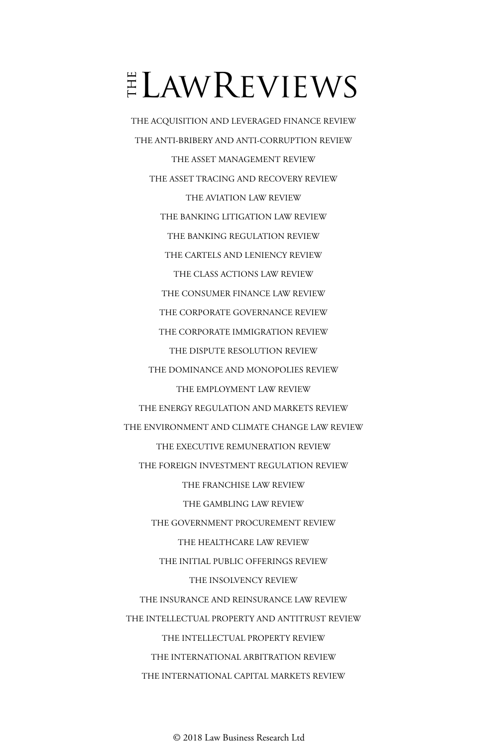# THE LAWREVIEWS

THE ACQUISITION AND LEVERAGED FINANCE REVIEW

THE ANTI-BRIBERY AND ANTI-CORRUPTION REVIEW

THE ASSET MANAGEMENT REVIEW

THE ASSET TRACING AND RECOVERY REVIEW

THE AVIATION LAW REVIEW

THE BANKING LITIGATION LAW REVIEW

THE BANKING REGULATION REVIEW

THE CARTELS AND LENIENCY REVIEW

THE CLASS ACTIONS LAW REVIEW

THE CONSUMER FINANCE LAW REVIEW

THE CORPORATE GOVERNANCE REVIEW

THE CORPORATE IMMIGRATION REVIEW

THE DISPUTE RESOLUTION REVIEW

THE DOMINANCE AND MONOPOLIES REVIEW

THE EMPLOYMENT LAW REVIEW

THE ENERGY REGULATION AND MARKETS REVIEW

THE ENVIRONMENT AND CLIMATE CHANGE LAW REVIEW

THE EXECUTIVE REMUNERATION REVIEW

THE FOREIGN INVESTMENT REGULATION REVIEW

THE FRANCHISE LAW REVIEW

THE GAMBLING LAW REVIEW

THE GOVERNMENT PROCUREMENT REVIEW

THE HEALTHCARE LAW REVIEW

THE INITIAL PUBLIC OFFERINGS REVIEW

THE INSOLVENCY REVIEW

THE INSURANCE AND REINSURANCE LAW REVIEW

THE INTELLECTUAL PROPERTY AND ANTITRUST REVIEW

THE INTELLECTUAL PROPERTY REVIEW

THE INTERNATIONAL ARBITRATION REVIEW

THE INTERNATIONAL CAPITAL MARKETS REVIEW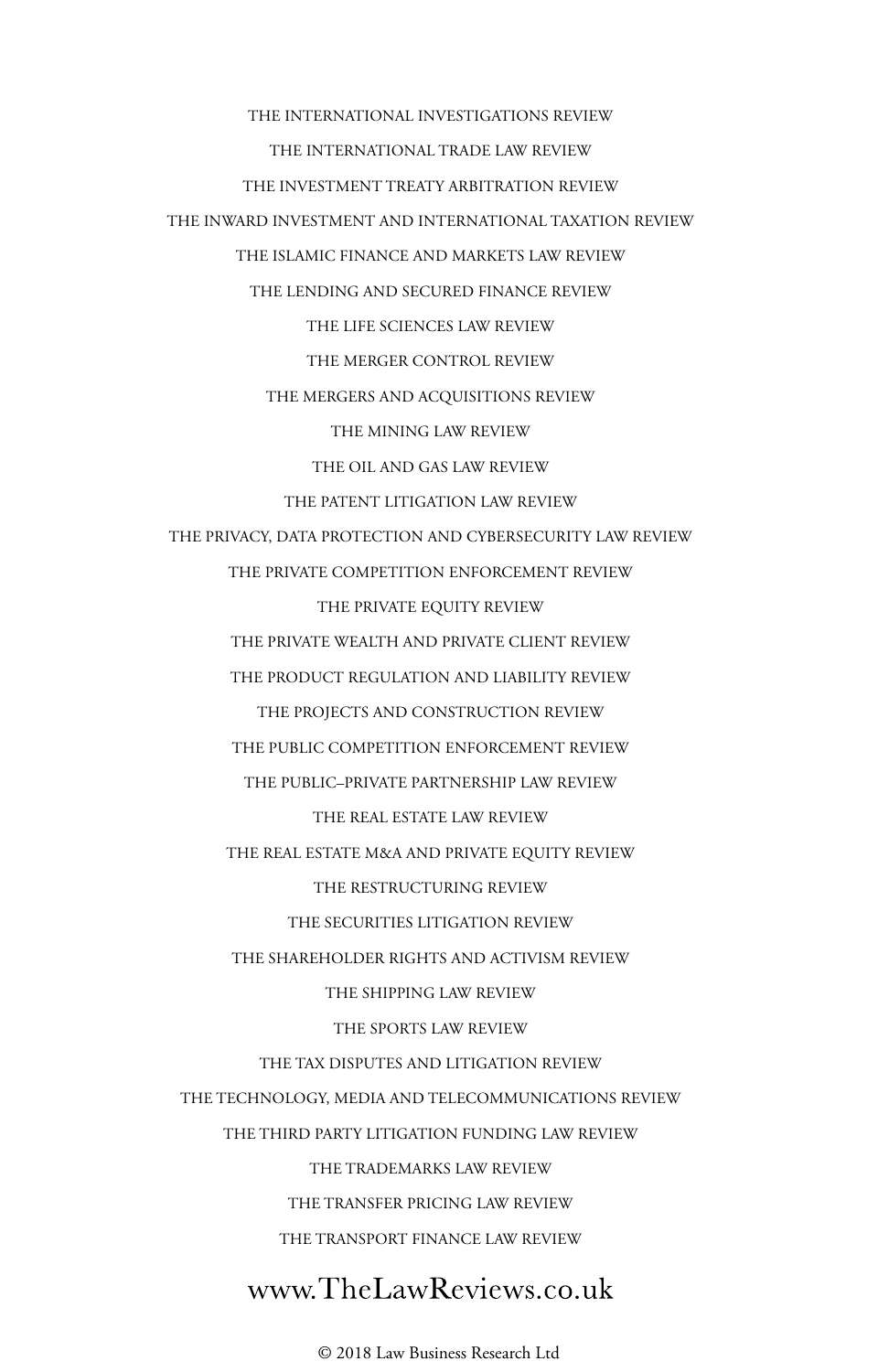THE INTERNATIONAL INVESTIGATIONS REVIEW

THE INTERNATIONAL TRADE LAW REVIEW

THE INVESTMENT TREATY ARBITRATION REVIEW

THE INWARD INVESTMENT AND INTERNATIONAL TAXATION REVIEW

THE ISLAMIC FINANCE AND MARKETS LAW REVIEW

THE LENDING AND SECURED FINANCE REVIEW

THE LIFE SCIENCES LAW REVIEW

THE MERGER CONTROL REVIEW

THE MERGERS AND ACQUISITIONS REVIEW

THE MINING LAW REVIEW

THE OIL AND GAS LAW REVIEW

THE PATENT LITIGATION LAW REVIEW

THE PRIVACY, DATA PROTECTION AND CYBERSECURITY LAW REVIEW

THE PRIVATE COMPETITION ENFORCEMENT REVIEW

THE PRIVATE EQUITY REVIEW

THE PRIVATE WEALTH AND PRIVATE CLIENT REVIEW

THE PRODUCT REGULATION AND LIABILITY REVIEW

THE PROJECTS AND CONSTRUCTION REVIEW

THE PUBLIC COMPETITION ENFORCEMENT REVIEW

THE PUBLIC–PRIVATE PARTNERSHIP LAW REVIEW

THE REAL ESTATE LAW REVIEW

THE REAL ESTATE M&A AND PRIVATE EQUITY REVIEW

THE RESTRUCTURING REVIEW

THE SECURITIES LITIGATION REVIEW

THE SHAREHOLDER RIGHTS AND ACTIVISM REVIEW

THE SHIPPING LAW REVIEW

THE SPORTS LAW REVIEW

THE TAX DISPUTES AND LITIGATION REVIEW

THE TECHNOLOGY, MEDIA AND TELECOMMUNICATIONS REVIEW

THE THIRD PARTY LITIGATION FUNDING LAW REVIEW

THE TRADEMARKS LAW REVIEW

THE TRANSFER PRICING LAW REVIEW

THE TRANSPORT FINANCE LAW REVIEW

www.TheLawReviews.co.uk

© 2018 Law Business Research Ltd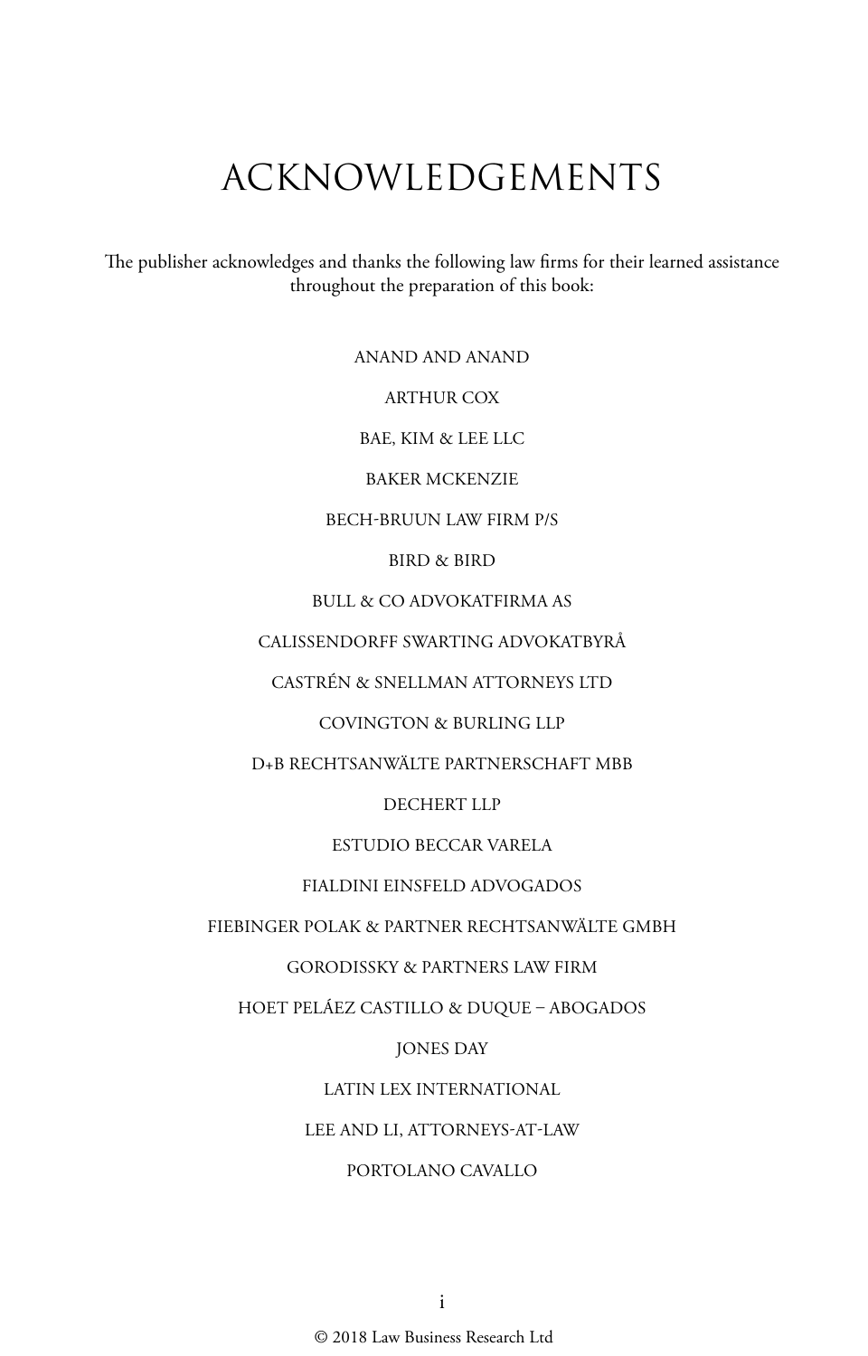# ACKNOWLEDGEMENTS

The publisher acknowledges and thanks the following law firms for their learned assistance throughout the preparation of this book:

ANAND AND ANAND

ARTHUR COX

BAE, KIM & LEE LLC

BAKER MCKENZIE

BECH-BRUUN LAW FIRM P/S

BIRD & BIRD

BULL & CO ADVOKATFIRMA AS

CALISSENDORFF SWARTING ADVOKATBYRÅ

CASTRÉN & SNELLMAN ATTORNEYS LTD

COVINGTON & BURLING LLP

D+B RECHTSANWÄLTE PARTNERSCHAFT MBB

DECHERT LLP

ESTUDIO BECCAR VARELA

FIALDINI EINSFELD ADVOGADOS

FIEBINGER POLAK & PARTNER RECHTSANWÄLTE GMBH

GORODISSKY & PARTNERS LAW FIRM

HOET PELÁEZ CASTILLO & DUQUE – ABOGADOS

JONES DAY

LATIN LEX INTERNATIONAL

LEE AND LI, ATTORNEYS-AT-LAW

PORTOLANO CAVALLO

© 2018 Law Business Research Ltd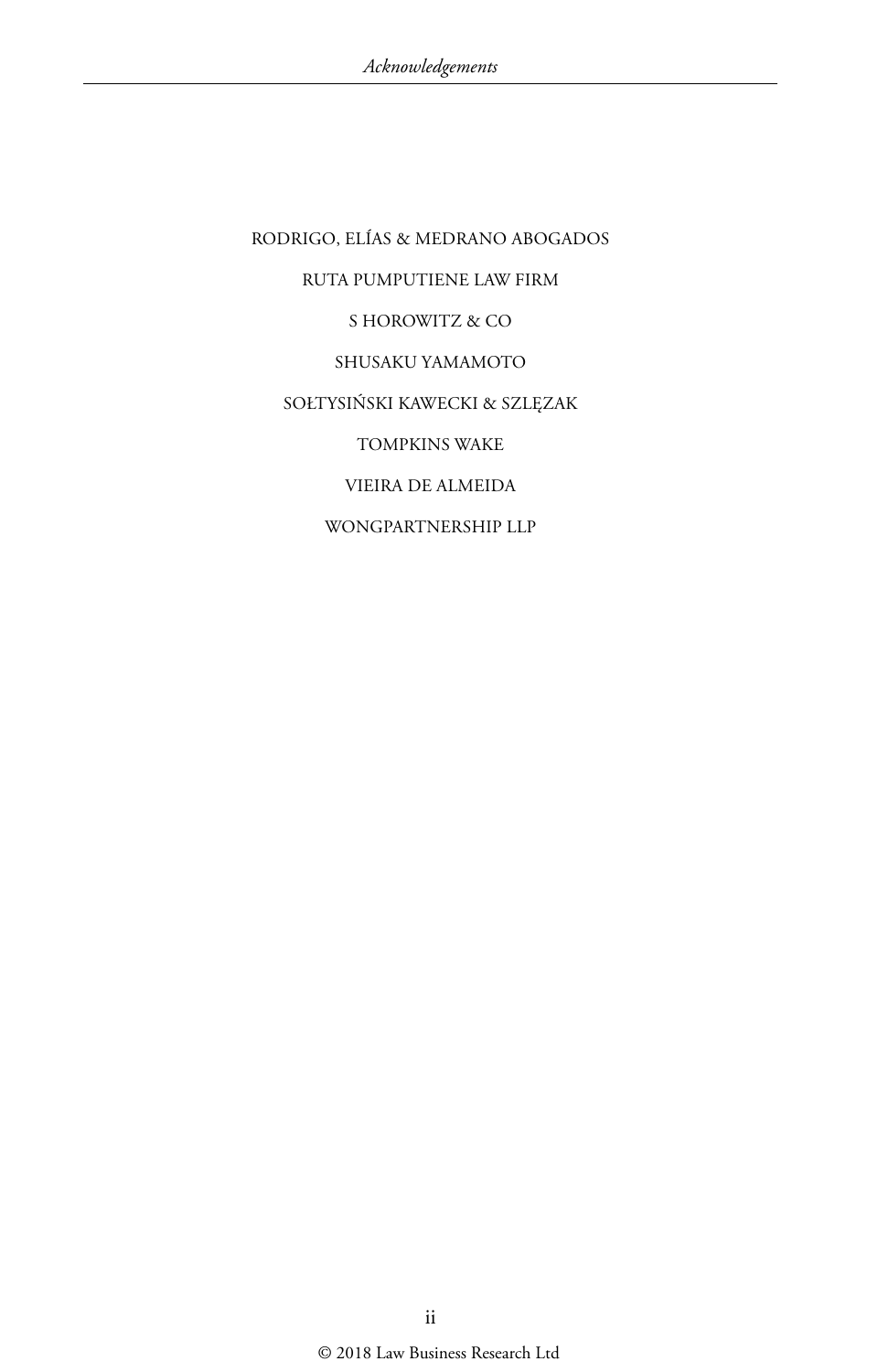RODRIGO, ELÍAS & MEDRANO ABOGADOS

RUTA PUMPUTIENE LAW FIRM

S HOROWITZ & CO

SHUSAKU YAMAMOTO

SOŁTYSIŃSKI KAWECKI & SZLĘZAK

TOMPKINS WAKE

VIEIRA DE ALMEIDA

WONGPARTNERSHIP LLP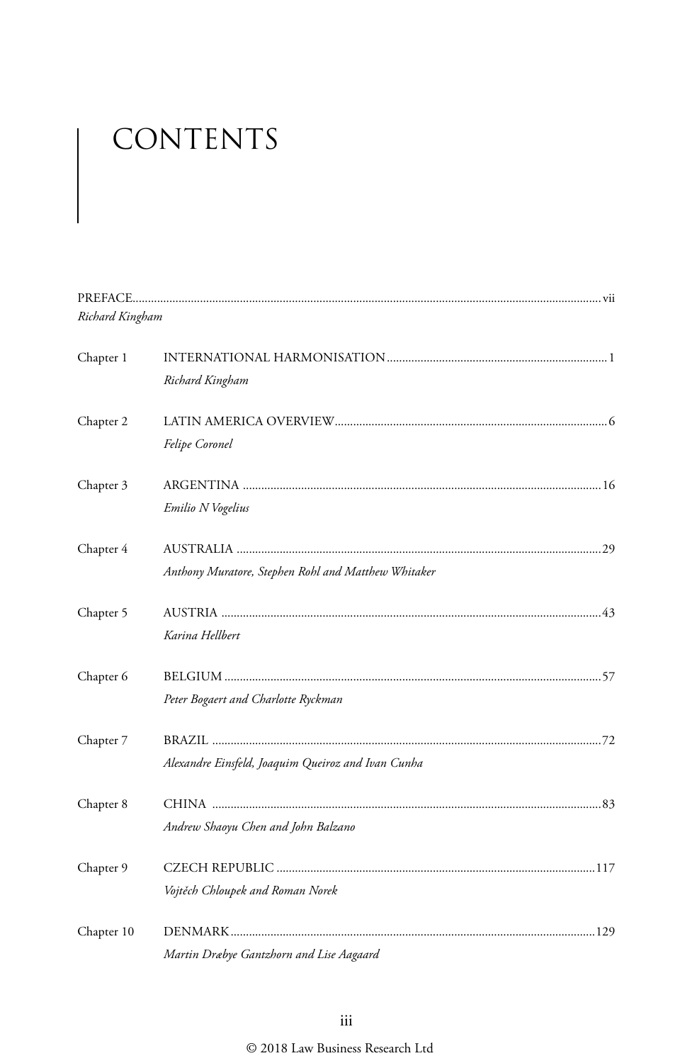# CONTENTS

PREFACE........................................................................................................................vii
*Richard Kingham*

Chapter 1 INTERNATIONAL HARMONISATION........................................................................1
*Richard Kingham*

Chapter 2 LATIN AMERICA OVERVIEW...................................................................................6
*Felipe Coronel*

Chapter 3 ARGENTINA ..............................................................................................................16
*Emilio N Vogelius*

Chapter 4 AUSTRALIA ................................................................................................................29
*Anthony Muratore, Stephen Rohl and Matthew Whitaker*

Chapter 5 AUSTRIA .....................................................................................................................43
*Karina Hellbert*

Chapter 6 BELGIUM ...................................................................................................................57
*Peter Bogaert and Charlotte Ryckman*

Chapter 7 BRAZIL .......................................................................................................................72
*Alexandre Einsfeld, Joaquim Queiroz and Ivan Cunha*

Chapter 8 CHINA .........................................................................................................................83
*Andrew Shaoyu Chen and John Balzano*

Chapter 9 CZECH REPUBLIC ....................................................................................................117
*Vojtěch Chloupek and Roman Norek*

Chapter 10 DENMARK...................................................................................................................129
*Martin Dræbye Gantzhorn and Lise Aagaard*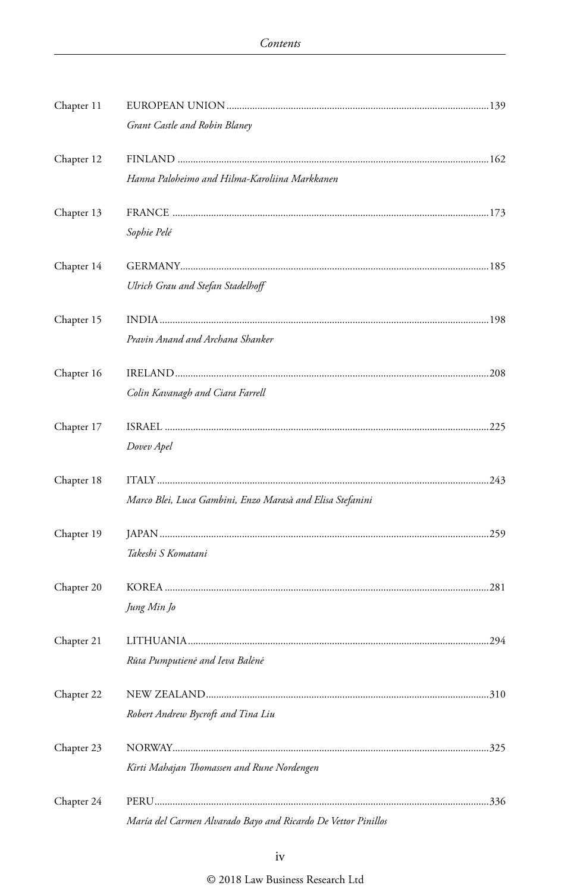| | | |
|---|---|---|
| Chapter 11 | EUROPEAN UNION<br>*Grant Castle and Robin Blaney* | 139 |
| Chapter 12 | FINLAND<br>*Hanna Paloheimo and Hilma-Karoliina Markkanen* | 162 |
| Chapter 13 | FRANCE<br>*Sophie Pelé* | 173 |
| Chapter 14 | GERMANY<br>*Ulrich Grau and Stefan Stadelhoff* | 185 |
| Chapter 15 | INDIA<br>*Pravin Anand and Archana Shanker* | 198 |
| Chapter 16 | IRELAND<br>*Colin Kavanagh and Ciara Farrell* | 208 |
| Chapter 17 | ISRAEL<br>*Dovev Apel* | 225 |
| Chapter 18 | ITALY<br>*Marco Blei, Luca Gambini, Enzo Marasà and Elisa Stefanini* | 243 |
| Chapter 19 | JAPAN<br>*Takeshi S Komatani* | 259 |
| Chapter 20 | KOREA<br>*Jung Min Jo* | 281 |
| Chapter 21 | LITHUANIA<br>*Rūta Pumputienė and Ieva Balėnė* | 294 |
| Chapter 22 | NEW ZEALAND<br>*Robert Andrew Bycroft and Tina Liu* | 310 |
| Chapter 23 | NORWAY<br>*Kirti Mahajan Thomassen and Rune Nordengen* | 325 |
| Chapter 24 | PERU<br>*María del Carmen Alvarado Bayo and Ricardo De Vettor Pinillos* | 336 |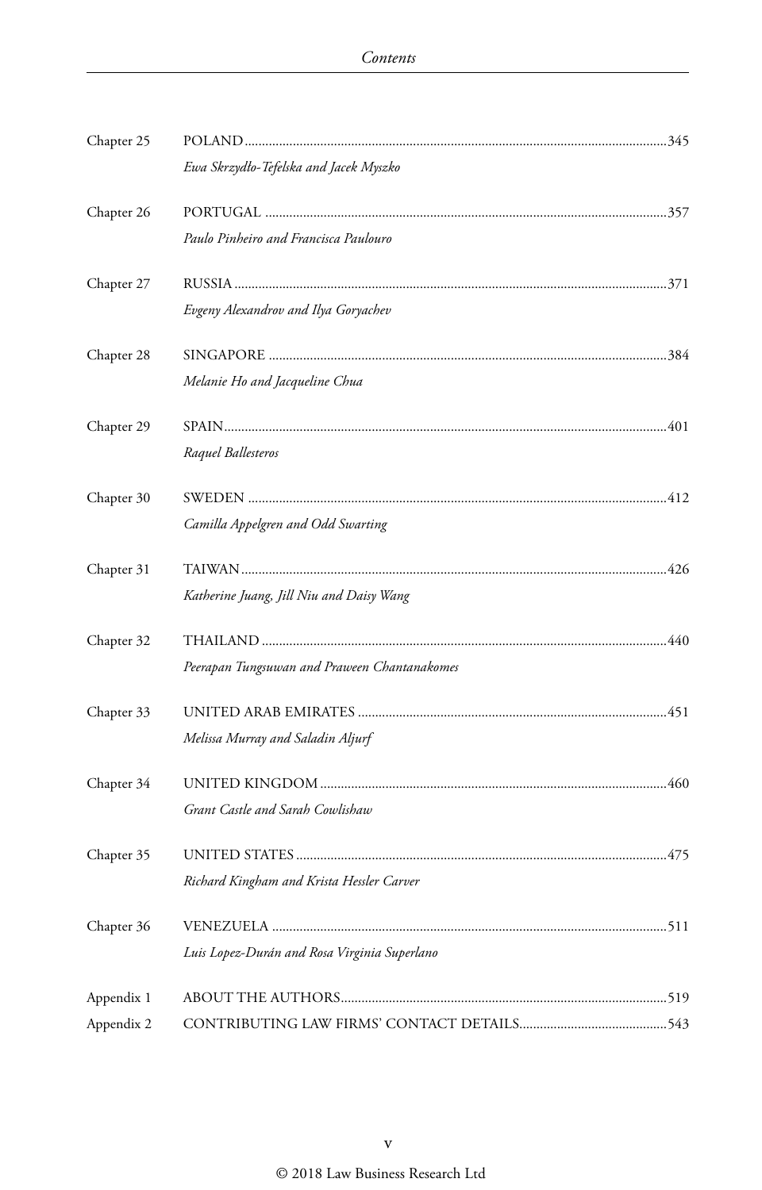| | | |
|---|---|---|
| Chapter 25 | POLAND | 345 |
| | *Ewa Skrzydło-Tefelska and Jacek Myszko* | |
| Chapter 26 | PORTUGAL | 357 |
| | *Paulo Pinheiro and Francisca Paulouro* | |
| Chapter 27 | RUSSIA | 371 |
| | *Evgeny Alexandrov and Ilya Goryachev* | |
| Chapter 28 | SINGAPORE | 384 |
| | *Melanie Ho and Jacqueline Chua* | |
| Chapter 29 | SPAIN | 401 |
| | *Raquel Ballesteros* | |
| Chapter 30 | SWEDEN | 412 |
| | *Camilla Appelgren and Odd Swarting* | |
| Chapter 31 | TAIWAN | 426 |
| | *Katherine Juang, Jill Niu and Daisy Wang* | |
| Chapter 32 | THAILAND | 440 |
| | *Peerapan Tungsuwan and Praween Chantanakomes* | |
| Chapter 33 | UNITED ARAB EMIRATES | 451 |
| | *Melissa Murray and Saladin Aljurf* | |
| Chapter 34 | UNITED KINGDOM | 460 |
| | *Grant Castle and Sarah Cowlishaw* | |
| Chapter 35 | UNITED STATES | 475 |
| | *Richard Kingham and Krista Hessler Carver* | |
| Chapter 36 | VENEZUELA | 511 |
| | *Luis Lopez-Durán and Rosa Virginia Superlano* | |
| Appendix 1 | ABOUT THE AUTHORS | 519 |
| Appendix 2 | CONTRIBUTING LAW FIRMS' CONTACT DETAILS | 543 |

© 2018 Law Business Research Ltd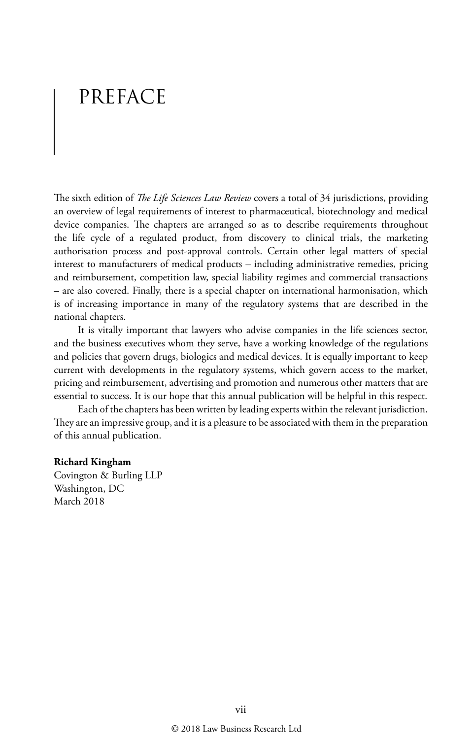# PREFACE

The sixth edition of *The Life Sciences Law Review* covers a total of 34 jurisdictions, providing an overview of legal requirements of interest to pharmaceutical, biotechnology and medical device companies. The chapters are arranged so as to describe requirements throughout the life cycle of a regulated product, from discovery to clinical trials, the marketing authorisation process and post-approval controls. Certain other legal matters of special interest to manufacturers of medical products – including administrative remedies, pricing and reimbursement, competition law, special liability regimes and commercial transactions – are also covered. Finally, there is a special chapter on international harmonisation, which is of increasing importance in many of the regulatory systems that are described in the national chapters.

It is vitally important that lawyers who advise companies in the life sciences sector, and the business executives whom they serve, have a working knowledge of the regulations and policies that govern drugs, biologics and medical devices. It is equally important to keep current with developments in the regulatory systems, which govern access to the market, pricing and reimbursement, advertising and promotion and numerous other matters that are essential to success. It is our hope that this annual publication will be helpful in this respect.

Each of the chapters has been written by leading experts within the relevant jurisdiction. They are an impressive group, and it is a pleasure to be associated with them in the preparation of this annual publication.

**Richard Kingham**
Covington & Burling LLP
Washington, DC
March 2018

© 2018 Law Business Research Ltd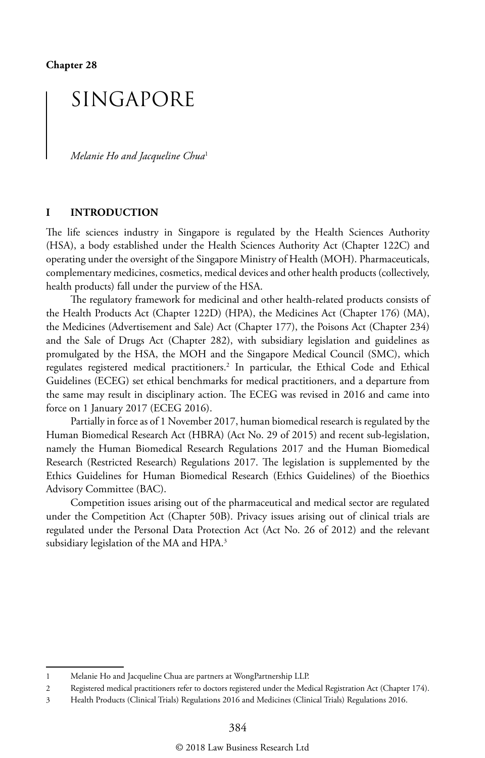**Chapter 28**

# SINGAPORE

*Melanie Ho and Jacqueline Chua*[1]

## I INTRODUCTION

The life sciences industry in Singapore is regulated by the Health Sciences Authority (HSA), a body established under the Health Sciences Authority Act (Chapter 122C) and operating under the oversight of the Singapore Ministry of Health (MOH). Pharmaceuticals, complementary medicines, cosmetics, medical devices and other health products (collectively, health products) fall under the purview of the HSA.

The regulatory framework for medicinal and other health-related products consists of the Health Products Act (Chapter 122D) (HPA), the Medicines Act (Chapter 176) (MA), the Medicines (Advertisement and Sale) Act (Chapter 177), the Poisons Act (Chapter 234) and the Sale of Drugs Act (Chapter 282), with subsidiary legislation and guidelines as promulgated by the HSA, the MOH and the Singapore Medical Council (SMC), which regulates registered medical practitioners.[2] In particular, the Ethical Code and Ethical Guidelines (ECEG) set ethical benchmarks for medical practitioners, and a departure from the same may result in disciplinary action. The ECEG was revised in 2016 and came into force on 1 January 2017 (ECEG 2016).

Partially in force as of 1 November 2017, human biomedical research is regulated by the Human Biomedical Research Act (HBRA) (Act No. 29 of 2015) and recent sub-legislation, namely the Human Biomedical Research Regulations 2017 and the Human Biomedical Research (Restricted Research) Regulations 2017. The legislation is supplemented by the Ethics Guidelines for Human Biomedical Research (Ethics Guidelines) of the Bioethics Advisory Committee (BAC).

Competition issues arising out of the pharmaceutical and medical sector are regulated under the Competition Act (Chapter 50B). Privacy issues arising out of clinical trials are regulated under the Personal Data Protection Act (Act No. 26 of 2012) and the relevant subsidiary legislation of the MA and HPA.[3]

---

1 Melanie Ho and Jacqueline Chua are partners at WongPartnership LLP.

2 Registered medical practitioners refer to doctors registered under the Medical Registration Act (Chapter 174).

3 Health Products (Clinical Trials) Regulations 2016 and Medicines (Clinical Trials) Regulations 2016.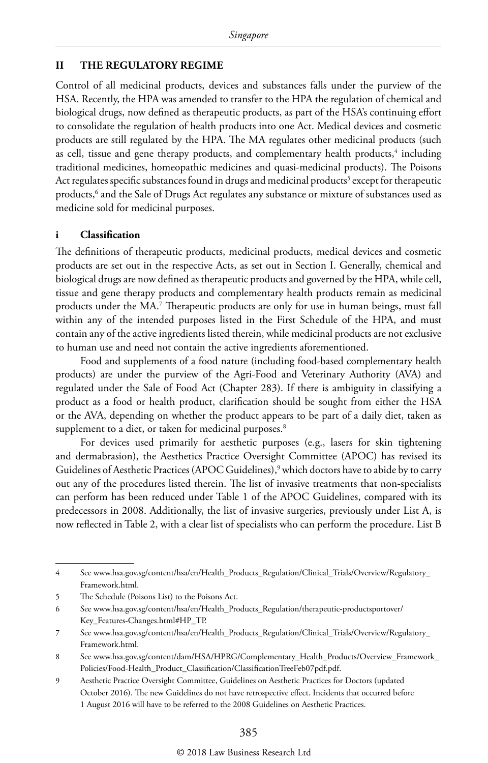## II THE REGULATORY REGIME

Control of all medicinal products, devices and substances falls under the purview of the HSA. Recently, the HPA was amended to transfer to the HPA the regulation of chemical and biological drugs, now defined as therapeutic products, as part of the HSA's continuing effort to consolidate the regulation of health products into one Act. Medical devices and cosmetic products are still regulated by the HPA. The MA regulates other medicinal products (such as cell, tissue and gene therapy products, and complementary health products,[4] including traditional medicines, homeopathic medicines and quasi-medicinal products). The Poisons Act regulates specific substances found in drugs and medicinal products[5] except for therapeutic products,[6] and the Sale of Drugs Act regulates any substance or mixture of substances used as medicine sold for medicinal purposes.

### i Classification

The definitions of therapeutic products, medicinal products, medical devices and cosmetic products are set out in the respective Acts, as set out in Section I. Generally, chemical and biological drugs are now defined as therapeutic products and governed by the HPA, while cell, tissue and gene therapy products and complementary health products remain as medicinal products under the MA.[7] Therapeutic products are only for use in human beings, must fall within any of the intended purposes listed in the First Schedule of the HPA, and must contain any of the active ingredients listed therein, while medicinal products are not exclusive to human use and need not contain the active ingredients aforementioned.

Food and supplements of a food nature (including food-based complementary health products) are under the purview of the Agri-Food and Veterinary Authority (AVA) and regulated under the Sale of Food Act (Chapter 283). If there is ambiguity in classifying a product as a food or health product, clarification should be sought from either the HSA or the AVA, depending on whether the product appears to be part of a daily diet, taken as supplement to a diet, or taken for medicinal purposes.[8]

For devices used primarily for aesthetic purposes (e.g., lasers for skin tightening and dermabrasion), the Aesthetics Practice Oversight Committee (APOC) has revised its Guidelines of Aesthetic Practices (APOC Guidelines),[9] which doctors have to abide by to carry out any of the procedures listed therein. The list of invasive treatments that non-specialists can perform has been reduced under Table 1 of the APOC Guidelines, compared with its predecessors in 2008. Additionally, the list of invasive surgeries, previously under List A, is now reflected in Table 2, with a clear list of specialists who can perform the procedure. List B

---

4 See www.hsa.gov.sg/content/hsa/en/Health_Products_Regulation/Clinical_Trials/Overview/Regulatory_Framework.html.

5 The Schedule (Poisons List) to the Poisons Act.

6 See www.hsa.gov.sg/content/hsa/en/Health_Products_Regulation/therapeutic-productsportover/Key_Features-Changes.html#HP_TP.

7 See www.hsa.gov.sg/content/hsa/en/Health_Products_Regulation/Clinical_Trials/Overview/Regulatory_Framework.html.

8 See www.hsa.gov.sg/content/dam/HSA/HPRG/Complementary_Health_Products/Overview_Framework_Policies/Food-Health_Product_Classification/ClassificationTreeFeb07pdf.pdf.

9 Aesthetic Practice Oversight Committee, Guidelines on Aesthetic Practices for Doctors (updated October 2016). The new Guidelines do not have retrospective effect. Incidents that occurred before 1 August 2016 will have to be referred to the 2008 Guidelines on Aesthetic Practices.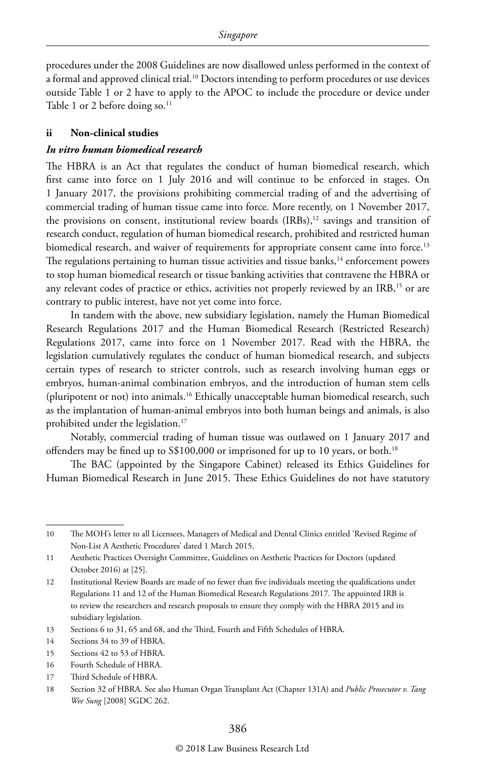procedures under the 2008 Guidelines are now disallowed unless performed in the context of a formal and approved clinical trial.[10] Doctors intending to perform procedures or use devices outside Table 1 or 2 have to apply to the APOC to include the procedure or device under Table 1 or 2 before doing so.[11]

### ii Non-clinical studies

***In vitro human biomedical research***

The HBRA is an Act that regulates the conduct of human biomedical research, which first came into force on 1 July 2016 and will continue to be enforced in stages. On 1 January 2017, the provisions prohibiting commercial trading of and the advertising of commercial trading of human tissue came into force. More recently, on 1 November 2017, the provisions on consent, institutional review boards (IRBs),[12] savings and transition of research conduct, regulation of human biomedical research, prohibited and restricted human biomedical research, and waiver of requirements for appropriate consent came into force.[13] The regulations pertaining to human tissue activities and tissue banks,[14] enforcement powers to stop human biomedical research or tissue banking activities that contravene the HBRA or any relevant codes of practice or ethics, activities not properly reviewed by an IRB,[15] or are contrary to public interest, have not yet come into force.

In tandem with the above, new subsidiary legislation, namely the Human Biomedical Research Regulations 2017 and the Human Biomedical Research (Restricted Research) Regulations 2017, came into force on 1 November 2017. Read with the HBRA, the legislation cumulatively regulates the conduct of human biomedical research, and subjects certain types of research to stricter controls, such as research involving human eggs or embryos, human-animal combination embryos, and the introduction of human stem cells (pluripotent or not) into animals.[16] Ethically unacceptable human biomedical research, such as the implantation of human-animal embryos into both human beings and animals, is also prohibited under the legislation.[17]

Notably, commercial trading of human tissue was outlawed on 1 January 2017 and offenders may be fined up to S$100,000 or imprisoned for up to 10 years, or both.[18]

The BAC (appointed by the Singapore Cabinet) released its Ethics Guidelines for Human Biomedical Research in June 2015. These Ethics Guidelines do not have statutory

---

10 The MOH's letter to all Licensees, Managers of Medical and Dental Clinics entitled 'Revised Regime of Non-List A Aesthetic Procedures' dated 1 March 2015.

11 Aesthetic Practices Oversight Committee, Guidelines on Aesthetic Practices for Doctors (updated October 2016) at [25].

12 Institutional Review Boards are made of no fewer than five individuals meeting the qualifications under Regulations 11 and 12 of the Human Biomedical Research Regulations 2017. The appointed IRB is to review the researchers and research proposals to ensure they comply with the HBRA 2015 and its subsidiary legislation.

13 Sections 6 to 31, 65 and 68, and the Third, Fourth and Fifth Schedules of HBRA.

14 Sections 34 to 39 of HBRA.

15 Sections 42 to 53 of HBRA.

16 Fourth Schedule of HBRA.

17 Third Schedule of HBRA.

18 Section 32 of HBRA. See also Human Organ Transplant Act (Chapter 131A) and *Public Prosecutor v. Tang Wee Sung* [2008] SGDC 262.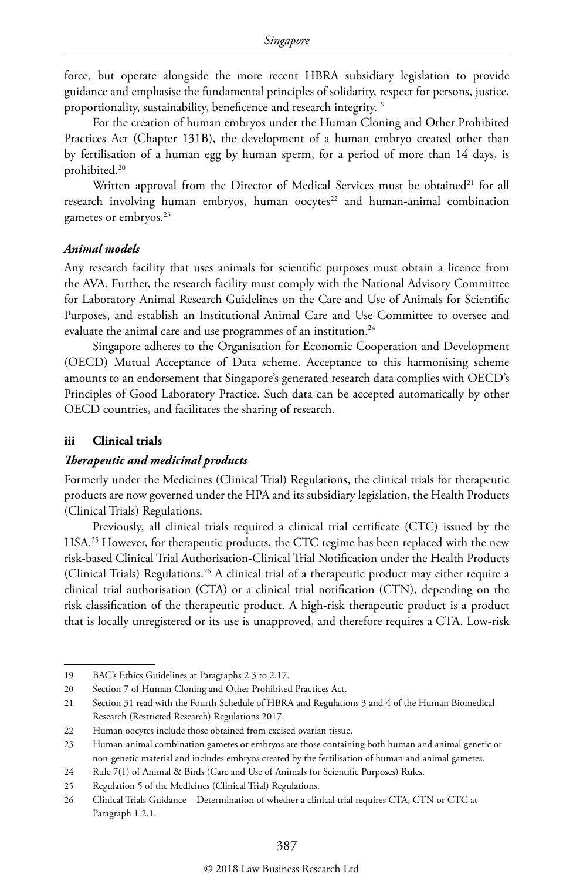force, but operate alongside the more recent HBRA subsidiary legislation to provide guidance and emphasise the fundamental principles of solidarity, respect for persons, justice, proportionality, sustainability, beneficence and research integrity.[19]

For the creation of human embryos under the Human Cloning and Other Prohibited Practices Act (Chapter 131B), the development of a human embryo created other than by fertilisation of a human egg by human sperm, for a period of more than 14 days, is prohibited.[20]

Written approval from the Director of Medical Services must be obtained[21] for all research involving human embryos, human oocytes[22] and human-animal combination gametes or embryos.[23]

#### *Animal models*

Any research facility that uses animals for scientific purposes must obtain a licence from the AVA. Further, the research facility must comply with the National Advisory Committee for Laboratory Animal Research Guidelines on the Care and Use of Animals for Scientific Purposes, and establish an Institutional Animal Care and Use Committee to oversee and evaluate the animal care and use programmes of an institution.[24]

Singapore adheres to the Organisation for Economic Cooperation and Development (OECD) Mutual Acceptance of Data scheme. Acceptance to this harmonising scheme amounts to an endorsement that Singapore's generated research data complies with OECD's Principles of Good Laboratory Practice. Such data can be accepted automatically by other OECD countries, and facilitates the sharing of research.

### iii Clinical trials

#### *Therapeutic and medicinal products*

Formerly under the Medicines (Clinical Trial) Regulations, the clinical trials for therapeutic products are now governed under the HPA and its subsidiary legislation, the Health Products (Clinical Trials) Regulations.

Previously, all clinical trials required a clinical trial certificate (CTC) issued by the HSA.[25] However, for therapeutic products, the CTC regime has been replaced with the new risk-based Clinical Trial Authorisation-Clinical Trial Notification under the Health Products (Clinical Trials) Regulations.[26] A clinical trial of a therapeutic product may either require a clinical trial authorisation (CTA) or a clinical trial notification (CTN), depending on the risk classification of the therapeutic product. A high-risk therapeutic product is a product that is locally unregistered or its use is unapproved, and therefore requires a CTA. Low-risk

---

19 BAC's Ethics Guidelines at Paragraphs 2.3 to 2.17.

20 Section 7 of Human Cloning and Other Prohibited Practices Act.

21 Section 31 read with the Fourth Schedule of HBRA and Regulations 3 and 4 of the Human Biomedical Research (Restricted Research) Regulations 2017.

22 Human oocytes include those obtained from excised ovarian tissue.

23 Human-animal combination gametes or embryos are those containing both human and animal genetic or non-genetic material and includes embryos created by the fertilisation of human and animal gametes.

24 Rule 7(1) of Animal & Birds (Care and Use of Animals for Scientific Purposes) Rules.

25 Regulation 5 of the Medicines (Clinical Trial) Regulations.

26 Clinical Trials Guidance – Determination of whether a clinical trial requires CTA, CTN or CTC at Paragraph 1.2.1.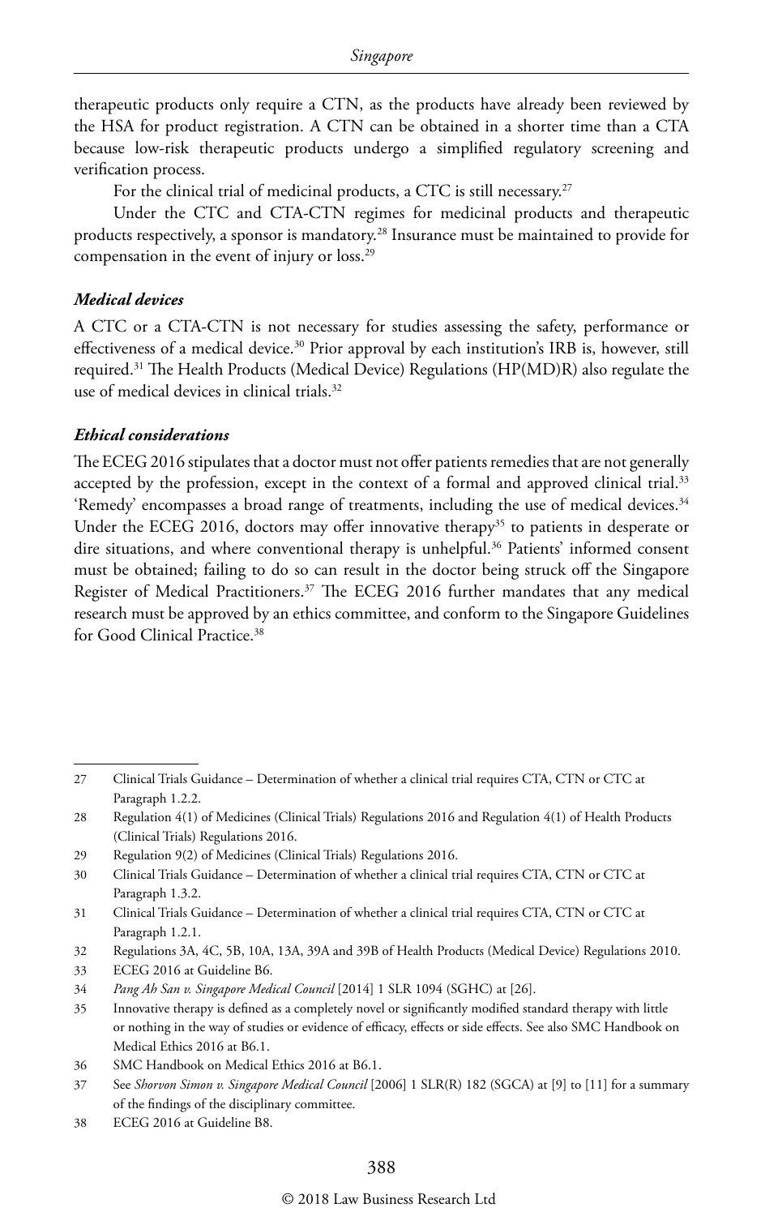therapeutic products only require a CTN, as the products have already been reviewed by the HSA for product registration. A CTN can be obtained in a shorter time than a CTA because low-risk therapeutic products undergo a simplified regulatory screening and verification process.

For the clinical trial of medicinal products, a CTC is still necessary.[27]

Under the CTC and CTA-CTN regimes for medicinal products and therapeutic products respectively, a sponsor is mandatory.[28] Insurance must be maintained to provide for compensation in the event of injury or loss.[29]

### *Medical devices*

A CTC or a CTA-CTN is not necessary for studies assessing the safety, performance or effectiveness of a medical device.[30] Prior approval by each institution's IRB is, however, still required.[31] The Health Products (Medical Device) Regulations (HP(MD)R) also regulate the use of medical devices in clinical trials.[32]

### *Ethical considerations*

The ECEG 2016 stipulates that a doctor must not offer patients remedies that are not generally accepted by the profession, except in the context of a formal and approved clinical trial.[33] 'Remedy' encompasses a broad range of treatments, including the use of medical devices.[34] Under the ECEG 2016, doctors may offer innovative therapy[35] to patients in desperate or dire situations, and where conventional therapy is unhelpful.[36] Patients' informed consent must be obtained; failing to do so can result in the doctor being struck off the Singapore Register of Medical Practitioners.[37] The ECEG 2016 further mandates that any medical research must be approved by an ethics committee, and conform to the Singapore Guidelines for Good Clinical Practice.[38]

---

27 Clinical Trials Guidance – Determination of whether a clinical trial requires CTA, CTN or CTC at Paragraph 1.2.2.

28 Regulation 4(1) of Medicines (Clinical Trials) Regulations 2016 and Regulation 4(1) of Health Products (Clinical Trials) Regulations 2016.

29 Regulation 9(2) of Medicines (Clinical Trials) Regulations 2016.

30 Clinical Trials Guidance – Determination of whether a clinical trial requires CTA, CTN or CTC at Paragraph 1.3.2.

31 Clinical Trials Guidance – Determination of whether a clinical trial requires CTA, CTN or CTC at Paragraph 1.2.1.

32 Regulations 3A, 4C, 5B, 10A, 13A, 39A and 39B of Health Products (Medical Device) Regulations 2010.

33 ECEG 2016 at Guideline B6.

34 *Pang Ah San v. Singapore Medical Council* [2014] 1 SLR 1094 (SGHC) at [26].

35 Innovative therapy is defined as a completely novel or significantly modified standard therapy with little or nothing in the way of studies or evidence of efficacy, effects or side effects. See also SMC Handbook on Medical Ethics 2016 at B6.1.

36 SMC Handbook on Medical Ethics 2016 at B6.1.

37 See *Shorvon Simon v. Singapore Medical Council* [2006] 1 SLR(R) 182 (SGCA) at [9] to [11] for a summary of the findings of the disciplinary committee.

38 ECEG 2016 at Guideline B8.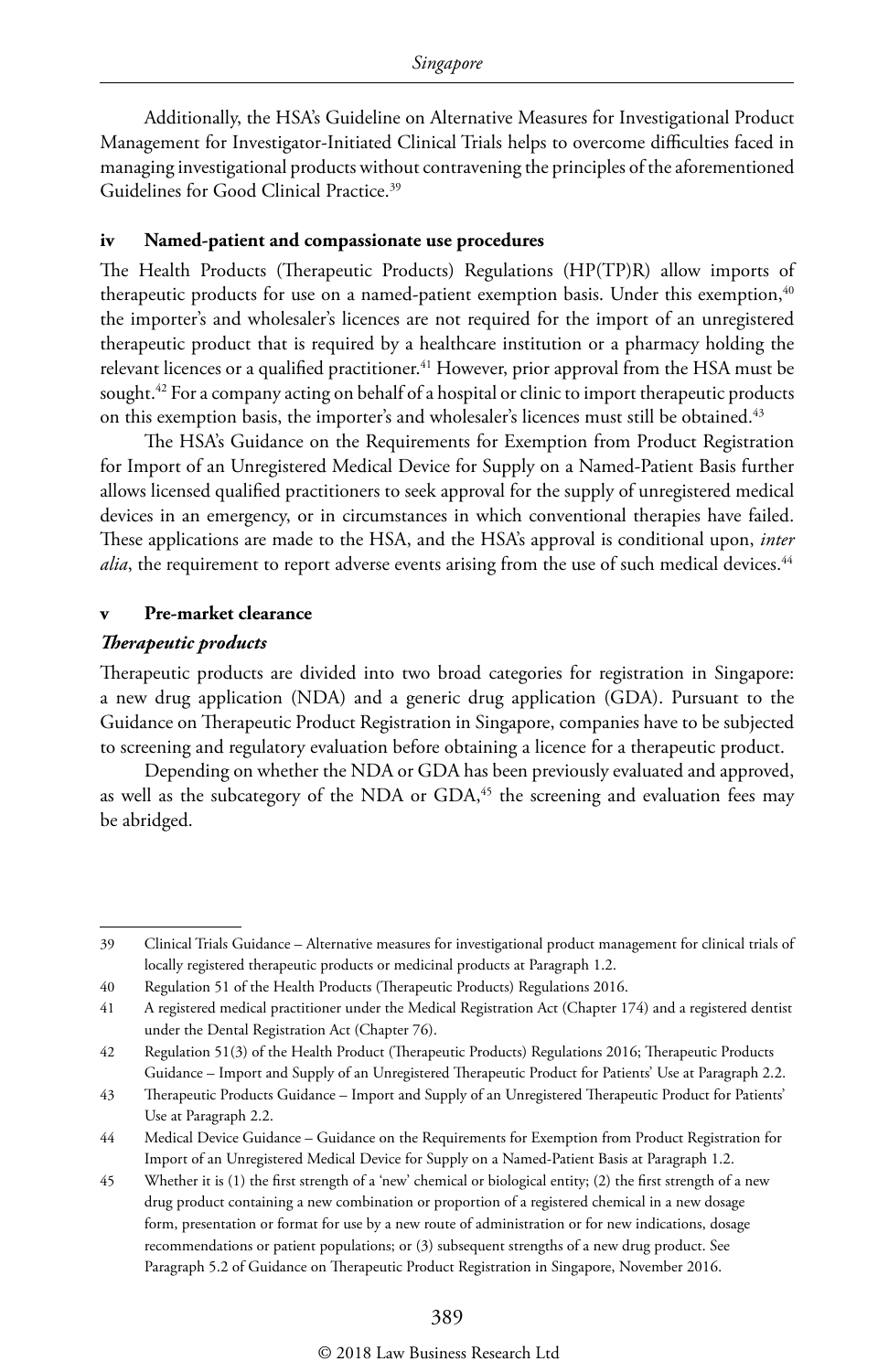Additionally, the HSA's Guideline on Alternative Measures for Investigational Product Management for Investigator-Initiated Clinical Trials helps to overcome difficulties faced in managing investigational products without contravening the principles of the aforementioned Guidelines for Good Clinical Practice.[39]

**iv Named-patient and compassionate use procedures**

The Health Products (Therapeutic Products) Regulations (HP(TP)R) allow imports of therapeutic products for use on a named-patient exemption basis. Under this exemption,[40] the importer's and wholesaler's licences are not required for the import of an unregistered therapeutic product that is required by a healthcare institution or a pharmacy holding the relevant licences or a qualified practitioner.[41] However, prior approval from the HSA must be sought.[42] For a company acting on behalf of a hospital or clinic to import therapeutic products on this exemption basis, the importer's and wholesaler's licences must still be obtained.[43]

The HSA's Guidance on the Requirements for Exemption from Product Registration for Import of an Unregistered Medical Device for Supply on a Named-Patient Basis further allows licensed qualified practitioners to seek approval for the supply of unregistered medical devices in an emergency, or in circumstances in which conventional therapies have failed. These applications are made to the HSA, and the HSA's approval is conditional upon, *inter alia*, the requirement to report adverse events arising from the use of such medical devices.[44]

**v Pre-market clearance**

***Therapeutic products***

Therapeutic products are divided into two broad categories for registration in Singapore: a new drug application (NDA) and a generic drug application (GDA). Pursuant to the Guidance on Therapeutic Product Registration in Singapore, companies have to be subjected to screening and regulatory evaluation before obtaining a licence for a therapeutic product.

Depending on whether the NDA or GDA has been previously evaluated and approved, as well as the subcategory of the NDA or GDA,[45] the screening and evaluation fees may be abridged.

---

39 Clinical Trials Guidance – Alternative measures for investigational product management for clinical trials of locally registered therapeutic products or medicinal products at Paragraph 1.2.

40 Regulation 51 of the Health Products (Therapeutic Products) Regulations 2016.

41 A registered medical practitioner under the Medical Registration Act (Chapter 174) and a registered dentist under the Dental Registration Act (Chapter 76).

42 Regulation 51(3) of the Health Product (Therapeutic Products) Regulations 2016; Therapeutic Products Guidance – Import and Supply of an Unregistered Therapeutic Product for Patients' Use at Paragraph 2.2.

43 Therapeutic Products Guidance – Import and Supply of an Unregistered Therapeutic Product for Patients' Use at Paragraph 2.2.

44 Medical Device Guidance – Guidance on the Requirements for Exemption from Product Registration for Import of an Unregistered Medical Device for Supply on a Named-Patient Basis at Paragraph 1.2.

45 Whether it is (1) the first strength of a 'new' chemical or biological entity; (2) the first strength of a new drug product containing a new combination or proportion of a registered chemical in a new dosage form, presentation or format for use by a new route of administration or for new indications, dosage recommendations or patient populations; or (3) subsequent strengths of a new drug product. See Paragraph 5.2 of Guidance on Therapeutic Product Registration in Singapore, November 2016.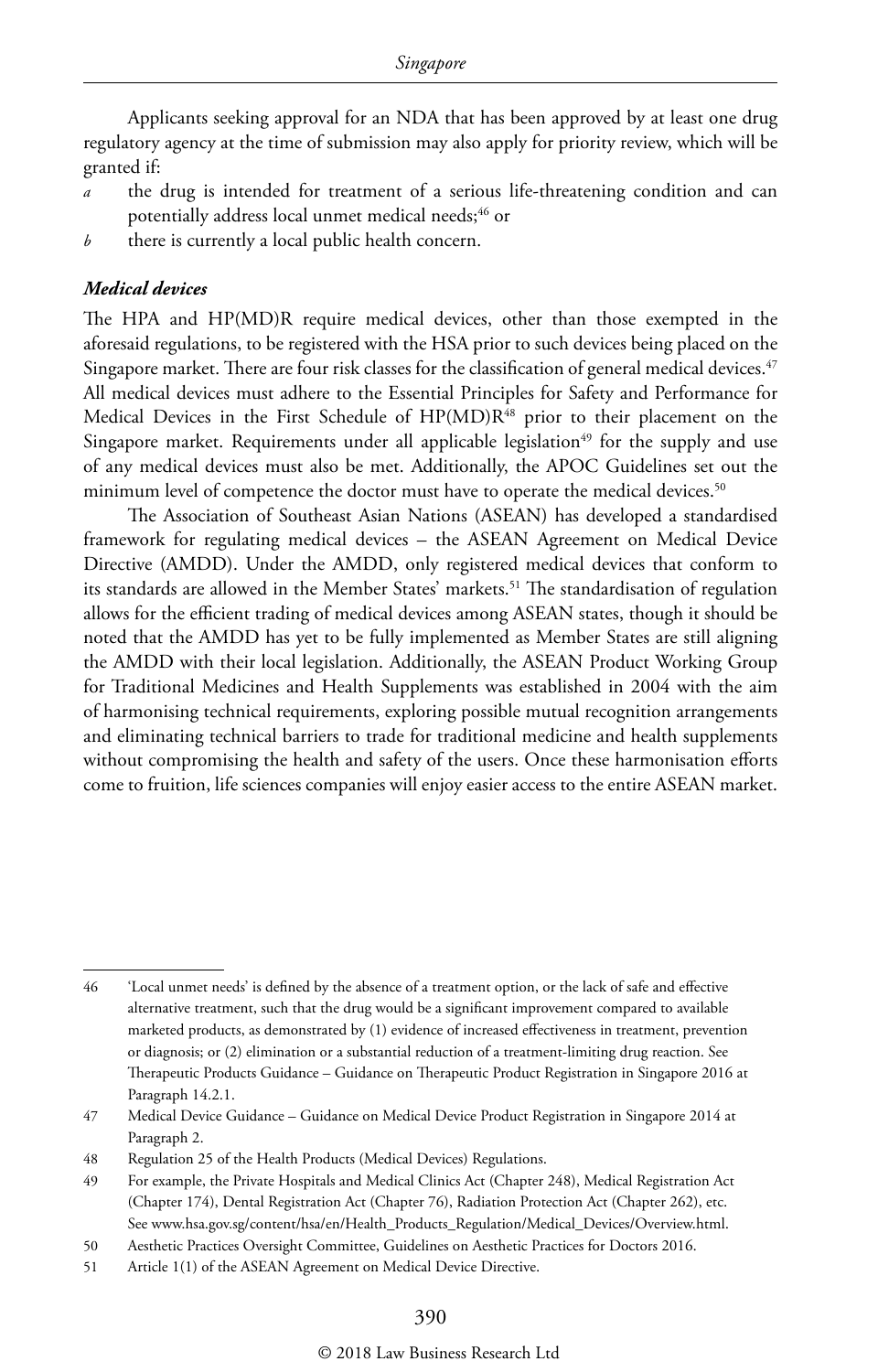Applicants seeking approval for an NDA that has been approved by at least one drug regulatory agency at the time of submission may also apply for priority review, which will be granted if:

*a* the drug is intended for treatment of a serious life-threatening condition and can potentially address local unmet medical needs;[46] or

*b* there is currently a local public health concern.

***Medical devices***

The HPA and HP(MD)R require medical devices, other than those exempted in the aforesaid regulations, to be registered with the HSA prior to such devices being placed on the Singapore market. There are four risk classes for the classification of general medical devices.[47] All medical devices must adhere to the Essential Principles for Safety and Performance for Medical Devices in the First Schedule of HP(MD)R[48] prior to their placement on the Singapore market. Requirements under all applicable legislation[49] for the supply and use of any medical devices must also be met. Additionally, the APOC Guidelines set out the minimum level of competence the doctor must have to operate the medical devices.[50]

The Association of Southeast Asian Nations (ASEAN) has developed a standardised framework for regulating medical devices – the ASEAN Agreement on Medical Device Directive (AMDD). Under the AMDD, only registered medical devices that conform to its standards are allowed in the Member States' markets.[51] The standardisation of regulation allows for the efficient trading of medical devices among ASEAN states, though it should be noted that the AMDD has yet to be fully implemented as Member States are still aligning the AMDD with their local legislation. Additionally, the ASEAN Product Working Group for Traditional Medicines and Health Supplements was established in 2004 with the aim of harmonising technical requirements, exploring possible mutual recognition arrangements and eliminating technical barriers to trade for traditional medicine and health supplements without compromising the health and safety of the users. Once these harmonisation efforts come to fruition, life sciences companies will enjoy easier access to the entire ASEAN market.

---

46 'Local unmet needs' is defined by the absence of a treatment option, or the lack of safe and effective alternative treatment, such that the drug would be a significant improvement compared to available marketed products, as demonstrated by (1) evidence of increased effectiveness in treatment, prevention or diagnosis; or (2) elimination or a substantial reduction of a treatment-limiting drug reaction. See Therapeutic Products Guidance – Guidance on Therapeutic Product Registration in Singapore 2016 at Paragraph 14.2.1.

47 Medical Device Guidance – Guidance on Medical Device Product Registration in Singapore 2014 at Paragraph 2.

48 Regulation 25 of the Health Products (Medical Devices) Regulations.

49 For example, the Private Hospitals and Medical Clinics Act (Chapter 248), Medical Registration Act (Chapter 174), Dental Registration Act (Chapter 76), Radiation Protection Act (Chapter 262), etc. See www.hsa.gov.sg/content/hsa/en/Health_Products_Regulation/Medical_Devices/Overview.html.

50 Aesthetic Practices Oversight Committee, Guidelines on Aesthetic Practices for Doctors 2016.

51 Article 1(1) of the ASEAN Agreement on Medical Device Directive.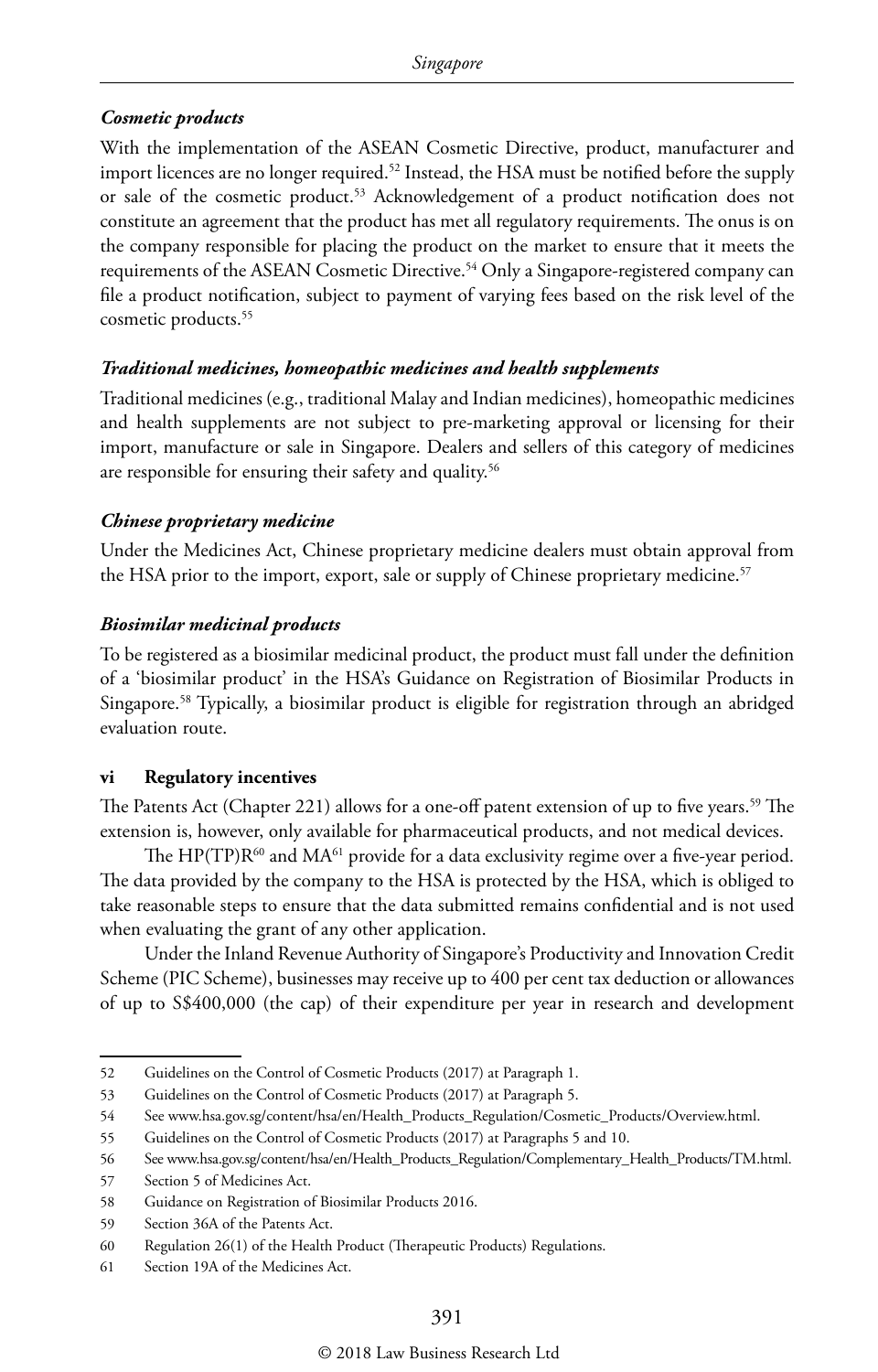#### *Cosmetic products*

With the implementation of the ASEAN Cosmetic Directive, product, manufacturer and import licences are no longer required.[52] Instead, the HSA must be notified before the supply or sale of the cosmetic product.[53] Acknowledgement of a product notification does not constitute an agreement that the product has met all regulatory requirements. The onus is on the company responsible for placing the product on the market to ensure that it meets the requirements of the ASEAN Cosmetic Directive.[54] Only a Singapore-registered company can file a product notification, subject to payment of varying fees based on the risk level of the cosmetic products.[55]

#### *Traditional medicines, homeopathic medicines and health supplements*

Traditional medicines (e.g., traditional Malay and Indian medicines), homeopathic medicines and health supplements are not subject to pre-marketing approval or licensing for their import, manufacture or sale in Singapore. Dealers and sellers of this category of medicines are responsible for ensuring their safety and quality.[56]

#### *Chinese proprietary medicine*

Under the Medicines Act, Chinese proprietary medicine dealers must obtain approval from the HSA prior to the import, export, sale or supply of Chinese proprietary medicine.[57]

#### *Biosimilar medicinal products*

To be registered as a biosimilar medicinal product, the product must fall under the definition of a 'biosimilar product' in the HSA's Guidance on Registration of Biosimilar Products in Singapore.[58] Typically, a biosimilar product is eligible for registration through an abridged evaluation route.

### vi Regulatory incentives

The Patents Act (Chapter 221) allows for a one-off patent extension of up to five years.[59] The extension is, however, only available for pharmaceutical products, and not medical devices.

The HP(TP)R[60] and MA[61] provide for a data exclusivity regime over a five-year period. The data provided by the company to the HSA is protected by the HSA, which is obliged to take reasonable steps to ensure that the data submitted remains confidential and is not used when evaluating the grant of any other application.

Under the Inland Revenue Authority of Singapore's Productivity and Innovation Credit Scheme (PIC Scheme), businesses may receive up to 400 per cent tax deduction or allowances of up to S$400,000 (the cap) of their expenditure per year in research and development

---

52 Guidelines on the Control of Cosmetic Products (2017) at Paragraph 1.

53 Guidelines on the Control of Cosmetic Products (2017) at Paragraph 5.

54 See www.hsa.gov.sg/content/hsa/en/Health_Products_Regulation/Cosmetic_Products/Overview.html.

55 Guidelines on the Control of Cosmetic Products (2017) at Paragraphs 5 and 10.

56 See www.hsa.gov.sg/content/hsa/en/Health_Products_Regulation/Complementary_Health_Products/TM.html.

57 Section 5 of Medicines Act.

58 Guidance on Registration of Biosimilar Products 2016.

59 Section 36A of the Patents Act.

60 Regulation 26(1) of the Health Product (Therapeutic Products) Regulations.

61 Section 19A of the Medicines Act.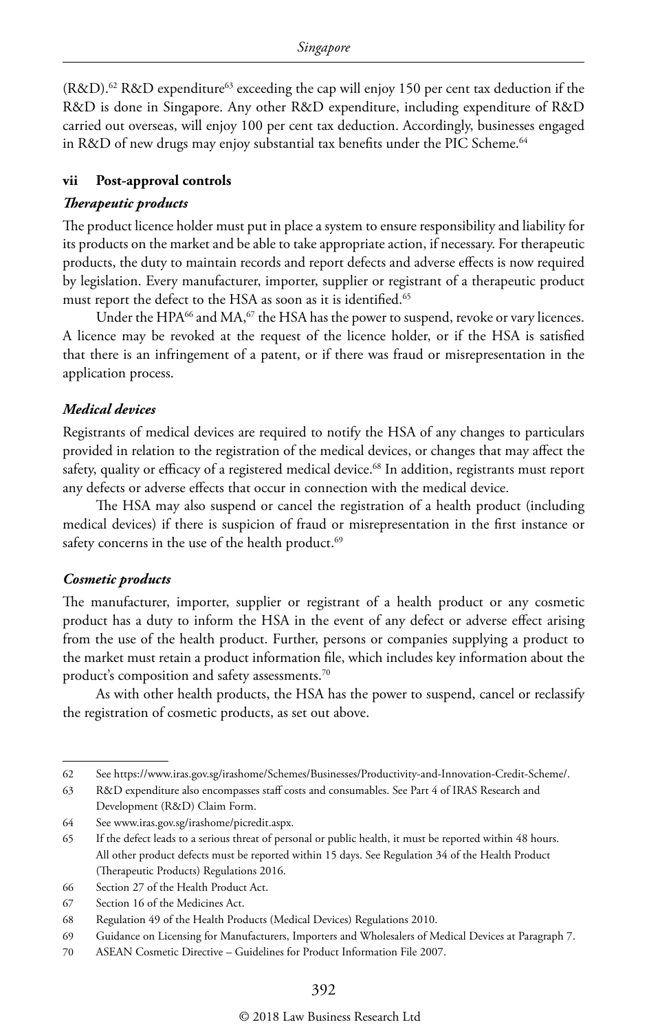(R&D).[62] R&D expenditure[63] exceeding the cap will enjoy 150 per cent tax deduction if the R&D is done in Singapore. Any other R&D expenditure, including expenditure of R&D carried out overseas, will enjoy 100 per cent tax deduction. Accordingly, businesses engaged in R&D of new drugs may enjoy substantial tax benefits under the PIC Scheme.[64]

### vii Post-approval controls

#### *Therapeutic products*

The product licence holder must put in place a system to ensure responsibility and liability for its products on the market and be able to take appropriate action, if necessary. For therapeutic products, the duty to maintain records and report defects and adverse effects is now required by legislation. Every manufacturer, importer, supplier or registrant of a therapeutic product must report the defect to the HSA as soon as it is identified.[65]

Under the HPA[66] and MA,[67] the HSA has the power to suspend, revoke or vary licences. A licence may be revoked at the request of the licence holder, or if the HSA is satisfied that there is an infringement of a patent, or if there was fraud or misrepresentation in the application process.

#### *Medical devices*

Registrants of medical devices are required to notify the HSA of any changes to particulars provided in relation to the registration of the medical devices, or changes that may affect the safety, quality or efficacy of a registered medical device.[68] In addition, registrants must report any defects or adverse effects that occur in connection with the medical device.

The HSA may also suspend or cancel the registration of a health product (including medical devices) if there is suspicion of fraud or misrepresentation in the first instance or safety concerns in the use of the health product.[69]

#### *Cosmetic products*

The manufacturer, importer, supplier or registrant of a health product or any cosmetic product has a duty to inform the HSA in the event of any defect or adverse effect arising from the use of the health product. Further, persons or companies supplying a product to the market must retain a product information file, which includes key information about the product's composition and safety assessments.[70]

As with other health products, the HSA has the power to suspend, cancel or reclassify the registration of cosmetic products, as set out above.

---

62 See https://www.iras.gov.sg/irashome/Schemes/Businesses/Productivity-and-Innovation-Credit-Scheme/.

63 R&D expenditure also encompasses staff costs and consumables. See Part 4 of IRAS Research and Development (R&D) Claim Form.

64 See www.iras.gov.sg/irashome/picredit.aspx.

65 If the defect leads to a serious threat of personal or public health, it must be reported within 48 hours. All other product defects must be reported within 15 days. See Regulation 34 of the Health Product (Therapeutic Products) Regulations 2016.

66 Section 27 of the Health Product Act.

67 Section 16 of the Medicines Act.

68 Regulation 49 of the Health Products (Medical Devices) Regulations 2010.

69 Guidance on Licensing for Manufacturers, Importers and Wholesalers of Medical Devices at Paragraph 7.

70 ASEAN Cosmetic Directive – Guidelines for Product Information File 2007.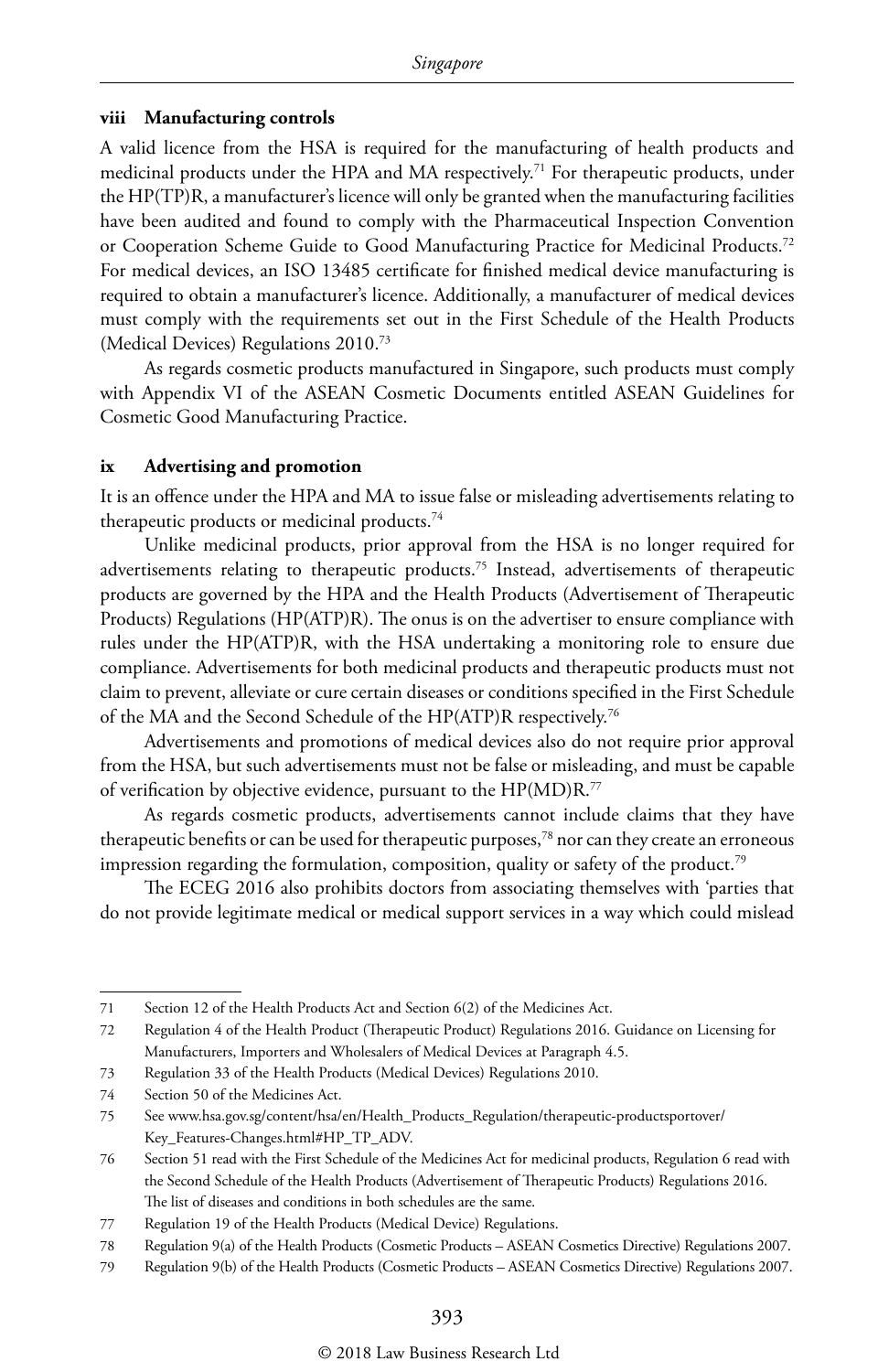### viii Manufacturing controls

A valid licence from the HSA is required for the manufacturing of health products and medicinal products under the HPA and MA respectively.[71] For therapeutic products, under the HP(TP)R, a manufacturer's licence will only be granted when the manufacturing facilities have been audited and found to comply with the Pharmaceutical Inspection Convention or Cooperation Scheme Guide to Good Manufacturing Practice for Medicinal Products.[72] For medical devices, an ISO 13485 certificate for finished medical device manufacturing is required to obtain a manufacturer's licence. Additionally, a manufacturer of medical devices must comply with the requirements set out in the First Schedule of the Health Products (Medical Devices) Regulations 2010.[73]

As regards cosmetic products manufactured in Singapore, such products must comply with Appendix VI of the ASEAN Cosmetic Documents entitled ASEAN Guidelines for Cosmetic Good Manufacturing Practice.

### ix Advertising and promotion

It is an offence under the HPA and MA to issue false or misleading advertisements relating to therapeutic products or medicinal products.[74]

Unlike medicinal products, prior approval from the HSA is no longer required for advertisements relating to therapeutic products.[75] Instead, advertisements of therapeutic products are governed by the HPA and the Health Products (Advertisement of Therapeutic Products) Regulations (HP(ATP)R). The onus is on the advertiser to ensure compliance with rules under the HP(ATP)R, with the HSA undertaking a monitoring role to ensure due compliance. Advertisements for both medicinal products and therapeutic products must not claim to prevent, alleviate or cure certain diseases or conditions specified in the First Schedule of the MA and the Second Schedule of the HP(ATP)R respectively.[76]

Advertisements and promotions of medical devices also do not require prior approval from the HSA, but such advertisements must not be false or misleading, and must be capable of verification by objective evidence, pursuant to the HP(MD)R.[77]

As regards cosmetic products, advertisements cannot include claims that they have therapeutic benefits or can be used for therapeutic purposes,[78] nor can they create an erroneous impression regarding the formulation, composition, quality or safety of the product.[79]

The ECEG 2016 also prohibits doctors from associating themselves with 'parties that do not provide legitimate medical or medical support services in a way which could mislead

---

71 Section 12 of the Health Products Act and Section 6(2) of the Medicines Act.

72 Regulation 4 of the Health Product (Therapeutic Product) Regulations 2016. Guidance on Licensing for Manufacturers, Importers and Wholesalers of Medical Devices at Paragraph 4.5.

73 Regulation 33 of the Health Products (Medical Devices) Regulations 2010.

74 Section 50 of the Medicines Act.

75 See www.hsa.gov.sg/content/hsa/en/Health_Products_Regulation/therapeutic-productsportover/Key_Features-Changes.html#HP_TP_ADV.

76 Section 51 read with the First Schedule of the Medicines Act for medicinal products, Regulation 6 read with the Second Schedule of the Health Products (Advertisement of Therapeutic Products) Regulations 2016. The list of diseases and conditions in both schedules are the same.

77 Regulation 19 of the Health Products (Medical Device) Regulations.

78 Regulation 9(a) of the Health Products (Cosmetic Products – ASEAN Cosmetics Directive) Regulations 2007.

79 Regulation 9(b) of the Health Products (Cosmetic Products – ASEAN Cosmetics Directive) Regulations 2007.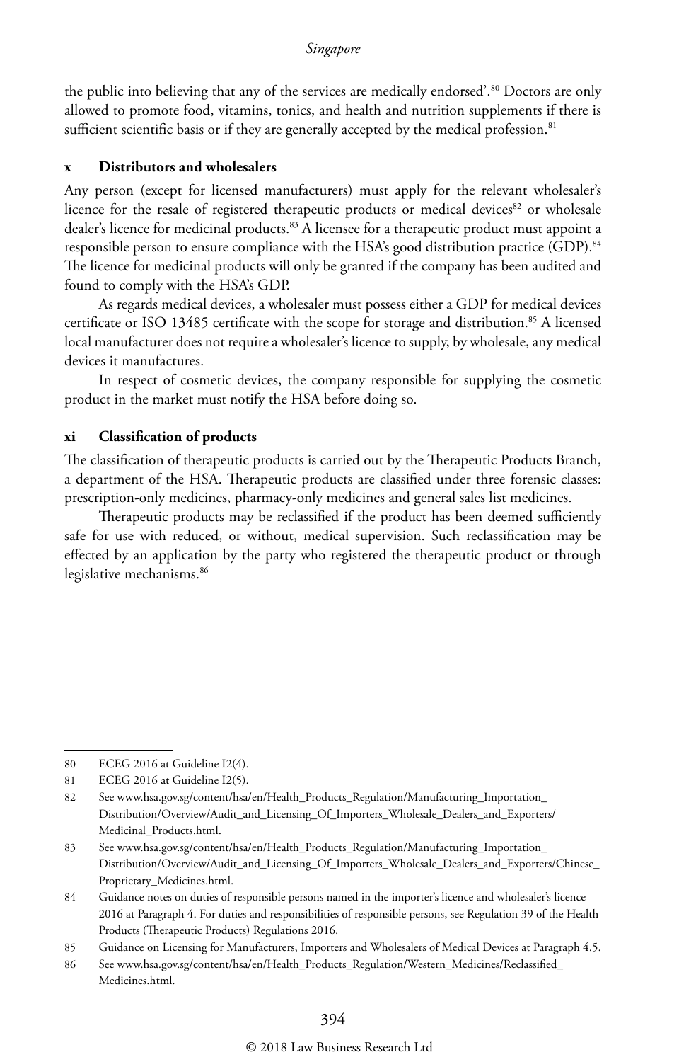the public into believing that any of the services are medically endorsed'.[80] Doctors are only allowed to promote food, vitamins, tonics, and health and nutrition supplements if there is sufficient scientific basis or if they are generally accepted by the medical profession.[81]

### x Distributors and wholesalers

Any person (except for licensed manufacturers) must apply for the relevant wholesaler's licence for the resale of registered therapeutic products or medical devices[82] or wholesale dealer's licence for medicinal products.[83] A licensee for a therapeutic product must appoint a responsible person to ensure compliance with the HSA's good distribution practice (GDP).[84] The licence for medicinal products will only be granted if the company has been audited and found to comply with the HSA's GDP.

As regards medical devices, a wholesaler must possess either a GDP for medical devices certificate or ISO 13485 certificate with the scope for storage and distribution.[85] A licensed local manufacturer does not require a wholesaler's licence to supply, by wholesale, any medical devices it manufactures.

In respect of cosmetic devices, the company responsible for supplying the cosmetic product in the market must notify the HSA before doing so.

### xi Classification of products

The classification of therapeutic products is carried out by the Therapeutic Products Branch, a department of the HSA. Therapeutic products are classified under three forensic classes: prescription-only medicines, pharmacy-only medicines and general sales list medicines.

Therapeutic products may be reclassified if the product has been deemed sufficiently safe for use with reduced, or without, medical supervision. Such reclassification may be effected by an application by the party who registered the therapeutic product or through legislative mechanisms.[86]

---

80 ECEG 2016 at Guideline I2(4).

81 ECEG 2016 at Guideline I2(5).

82 See www.hsa.gov.sg/content/hsa/en/Health_Products_Regulation/Manufacturing_Importation_Distribution/Overview/Audit_and_Licensing_Of_Importers_Wholesale_Dealers_and_Exporters/Medicinal_Products.html.

83 See www.hsa.gov.sg/content/hsa/en/Health_Products_Regulation/Manufacturing_Importation_Distribution/Overview/Audit_and_Licensing_Of_Importers_Wholesale_Dealers_and_Exporters/Chinese_Proprietary_Medicines.html.

84 Guidance notes on duties of responsible persons named in the importer's licence and wholesaler's licence 2016 at Paragraph 4. For duties and responsibilities of responsible persons, see Regulation 39 of the Health Products (Therapeutic Products) Regulations 2016.

85 Guidance on Licensing for Manufacturers, Importers and Wholesalers of Medical Devices at Paragraph 4.5.

86 See www.hsa.gov.sg/content/hsa/en/Health_Products_Regulation/Western_Medicines/Reclassified_Medicines.html.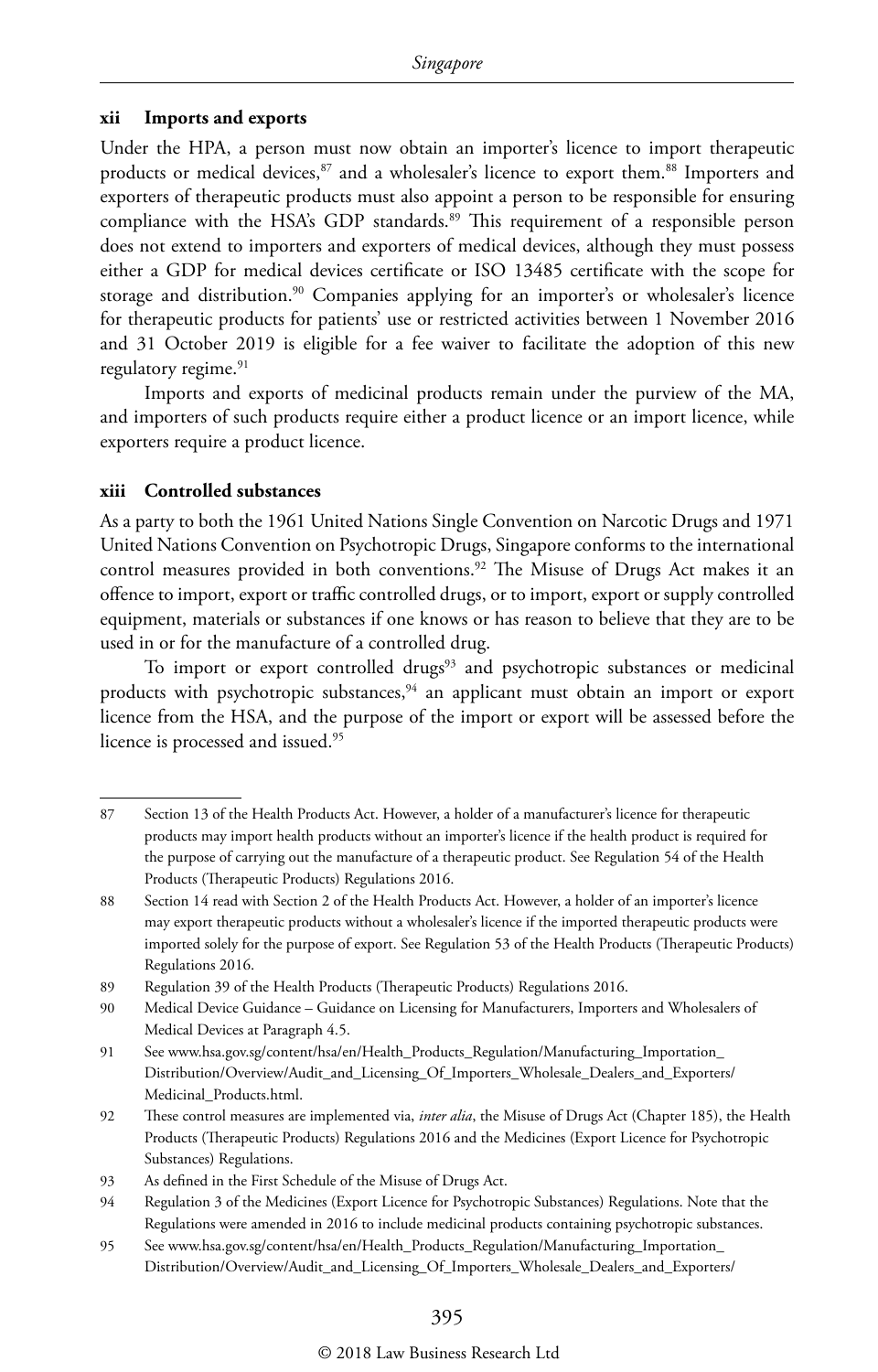### xii Imports and exports

Under the HPA, a person must now obtain an importer's licence to import therapeutic products or medical devices,[87] and a wholesaler's licence to export them.[88] Importers and exporters of therapeutic products must also appoint a person to be responsible for ensuring compliance with the HSA's GDP standards.[89] This requirement of a responsible person does not extend to importers and exporters of medical devices, although they must possess either a GDP for medical devices certificate or ISO 13485 certificate with the scope for storage and distribution.[90] Companies applying for an importer's or wholesaler's licence for therapeutic products for patients' use or restricted activities between 1 November 2016 and 31 October 2019 is eligible for a fee waiver to facilitate the adoption of this new regulatory regime.[91]

Imports and exports of medicinal products remain under the purview of the MA, and importers of such products require either a product licence or an import licence, while exporters require a product licence.

### xiii Controlled substances

As a party to both the 1961 United Nations Single Convention on Narcotic Drugs and 1971 United Nations Convention on Psychotropic Drugs, Singapore conforms to the international control measures provided in both conventions.[92] The Misuse of Drugs Act makes it an offence to import, export or traffic controlled drugs, or to import, export or supply controlled equipment, materials or substances if one knows or has reason to believe that they are to be used in or for the manufacture of a controlled drug.

To import or export controlled drugs[93] and psychotropic substances or medicinal products with psychotropic substances,[94] an applicant must obtain an import or export licence from the HSA, and the purpose of the import or export will be assessed before the licence is processed and issued.[95]

---

87 Section 13 of the Health Products Act. However, a holder of a manufacturer's licence for therapeutic products may import health products without an importer's licence if the health product is required for the purpose of carrying out the manufacture of a therapeutic product. See Regulation 54 of the Health Products (Therapeutic Products) Regulations 2016.

88 Section 14 read with Section 2 of the Health Products Act. However, a holder of an importer's licence may export therapeutic products without a wholesaler's licence if the imported therapeutic products were imported solely for the purpose of export. See Regulation 53 of the Health Products (Therapeutic Products) Regulations 2016.

89 Regulation 39 of the Health Products (Therapeutic Products) Regulations 2016.

90 Medical Device Guidance – Guidance on Licensing for Manufacturers, Importers and Wholesalers of Medical Devices at Paragraph 4.5.

91 See www.hsa.gov.sg/content/hsa/en/Health_Products_Regulation/Manufacturing_Importation_Distribution/Overview/Audit_and_Licensing_Of_Importers_Wholesale_Dealers_and_Exporters/Medicinal_Products.html.

92 These control measures are implemented via, *inter alia*, the Misuse of Drugs Act (Chapter 185), the Health Products (Therapeutic Products) Regulations 2016 and the Medicines (Export Licence for Psychotropic Substances) Regulations.

93 As defined in the First Schedule of the Misuse of Drugs Act.

94 Regulation 3 of the Medicines (Export Licence for Psychotropic Substances) Regulations. Note that the Regulations were amended in 2016 to include medicinal products containing psychotropic substances.

95 See www.hsa.gov.sg/content/hsa/en/Health_Products_Regulation/Manufacturing_Importation_Distribution/Overview/Audit_and_Licensing_Of_Importers_Wholesale_Dealers_and_Exporters/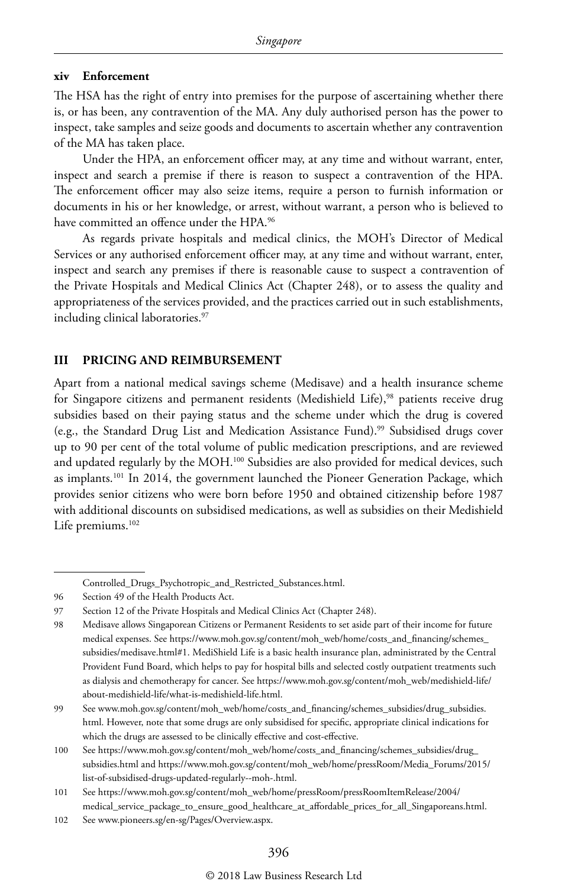### xiv Enforcement

The HSA has the right of entry into premises for the purpose of ascertaining whether there is, or has been, any contravention of the MA. Any duly authorised person has the power to inspect, take samples and seize goods and documents to ascertain whether any contravention of the MA has taken place.

Under the HPA, an enforcement officer may, at any time and without warrant, enter, inspect and search a premise if there is reason to suspect a contravention of the HPA. The enforcement officer may also seize items, require a person to furnish information or documents in his or her knowledge, or arrest, without warrant, a person who is believed to have committed an offence under the HPA.[96]

As regards private hospitals and medical clinics, the MOH's Director of Medical Services or any authorised enforcement officer may, at any time and without warrant, enter, inspect and search any premises if there is reasonable cause to suspect a contravention of the Private Hospitals and Medical Clinics Act (Chapter 248), or to assess the quality and appropriateness of the services provided, and the practices carried out in such establishments, including clinical laboratories.[97]

## III PRICING AND REIMBURSEMENT

Apart from a national medical savings scheme (Medisave) and a health insurance scheme for Singapore citizens and permanent residents (Medishield Life),[98] patients receive drug subsidies based on their paying status and the scheme under which the drug is covered (e.g., the Standard Drug List and Medication Assistance Fund).[99] Subsidised drugs cover up to 90 per cent of the total volume of public medication prescriptions, and are reviewed and updated regularly by the MOH.[100] Subsidies are also provided for medical devices, such as implants.[101] In 2014, the government launched the Pioneer Generation Package, which provides senior citizens who were born before 1950 and obtained citizenship before 1987 with additional discounts on subsidised medications, as well as subsidies on their Medishield Life premiums.[102]

---

Controlled_Drugs_Psychotropic_and_Restricted_Substances.html.

96 Section 49 of the Health Products Act.

97 Section 12 of the Private Hospitals and Medical Clinics Act (Chapter 248).

98 Medisave allows Singaporean Citizens or Permanent Residents to set aside part of their income for future medical expenses. See https://www.moh.gov.sg/content/moh_web/home/costs_and_financing/schemes_subsidies/medisave.html#1. MediShield Life is a basic health insurance plan, administrated by the Central Provident Fund Board, which helps to pay for hospital bills and selected costly outpatient treatments such as dialysis and chemotherapy for cancer. See https://www.moh.gov.sg/content/moh_web/medishield-life/about-medishield-life/what-is-medishield-life.html.

99 See www.moh.gov.sg/content/moh_web/home/costs_and_financing/schemes_subsidies/drug_subsidies.html. However, note that some drugs are only subsidised for specific, appropriate clinical indications for which the drugs are assessed to be clinically effective and cost-effective.

100 See https://www.moh.gov.sg/content/moh_web/home/costs_and_financing/schemes_subsidies/drug_subsidies.html and https://www.moh.gov.sg/content/moh_web/home/pressRoom/Media_Forums/2015/list-of-subsidised-drugs-updated-regularly--moh-.html.

101 See https://www.moh.gov.sg/content/moh_web/home/pressRoom/pressRoomItemRelease/2004/medical_service_package_to_ensure_good_healthcare_at_affordable_prices_for_all_Singaporeans.html.

102 See www.pioneers.sg/en-sg/Pages/Overview.aspx.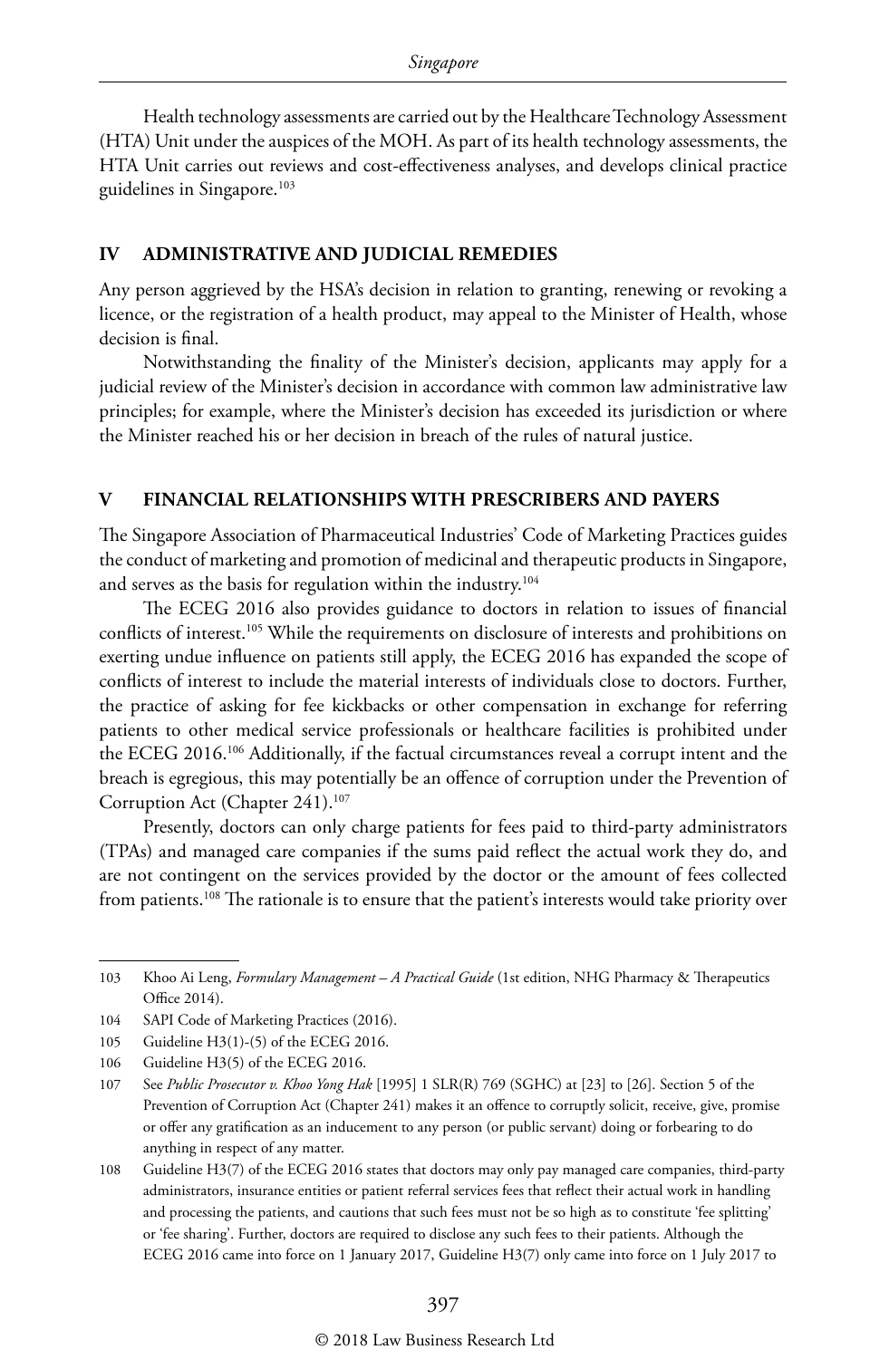Health technology assessments are carried out by the Healthcare Technology Assessment (HTA) Unit under the auspices of the MOH. As part of its health technology assessments, the HTA Unit carries out reviews and cost-effectiveness analyses, and develops clinical practice guidelines in Singapore.[103]

## IV ADMINISTRATIVE AND JUDICIAL REMEDIES

Any person aggrieved by the HSA's decision in relation to granting, renewing or revoking a licence, or the registration of a health product, may appeal to the Minister of Health, whose decision is final.

Notwithstanding the finality of the Minister's decision, applicants may apply for a judicial review of the Minister's decision in accordance with common law administrative law principles; for example, where the Minister's decision has exceeded its jurisdiction or where the Minister reached his or her decision in breach of the rules of natural justice.

## V FINANCIAL RELATIONSHIPS WITH PRESCRIBERS AND PAYERS

The Singapore Association of Pharmaceutical Industries' Code of Marketing Practices guides the conduct of marketing and promotion of medicinal and therapeutic products in Singapore, and serves as the basis for regulation within the industry.[104]

The ECEG 2016 also provides guidance to doctors in relation to issues of financial conflicts of interest.[105] While the requirements on disclosure of interests and prohibitions on exerting undue influence on patients still apply, the ECEG 2016 has expanded the scope of conflicts of interest to include the material interests of individuals close to doctors. Further, the practice of asking for fee kickbacks or other compensation in exchange for referring patients to other medical service professionals or healthcare facilities is prohibited under the ECEG 2016.[106] Additionally, if the factual circumstances reveal a corrupt intent and the breach is egregious, this may potentially be an offence of corruption under the Prevention of Corruption Act (Chapter 241).[107]

Presently, doctors can only charge patients for fees paid to third-party administrators (TPAs) and managed care companies if the sums paid reflect the actual work they do, and are not contingent on the services provided by the doctor or the amount of fees collected from patients.[108] The rationale is to ensure that the patient's interests would take priority over

---

103 Khoo Ai Leng, *Formulary Management – A Practical Guide* (1st edition, NHG Pharmacy & Therapeutics Office 2014).

104 SAPI Code of Marketing Practices (2016).

105 Guideline H3(1)-(5) of the ECEG 2016.

106 Guideline H3(5) of the ECEG 2016.

107 See *Public Prosecutor v. Khoo Yong Hak* [1995] 1 SLR(R) 769 (SGHC) at [23] to [26]. Section 5 of the Prevention of Corruption Act (Chapter 241) makes it an offence to corruptly solicit, receive, give, promise or offer any gratification as an inducement to any person (or public servant) doing or forbearing to do anything in respect of any matter.

108 Guideline H3(7) of the ECEG 2016 states that doctors may only pay managed care companies, third-party administrators, insurance entities or patient referral services fees that reflect their actual work in handling and processing the patients, and cautions that such fees must not be so high as to constitute 'fee splitting' or 'fee sharing'. Further, doctors are required to disclose any such fees to their patients. Although the ECEG 2016 came into force on 1 January 2017, Guideline H3(7) only came into force on 1 July 2017 to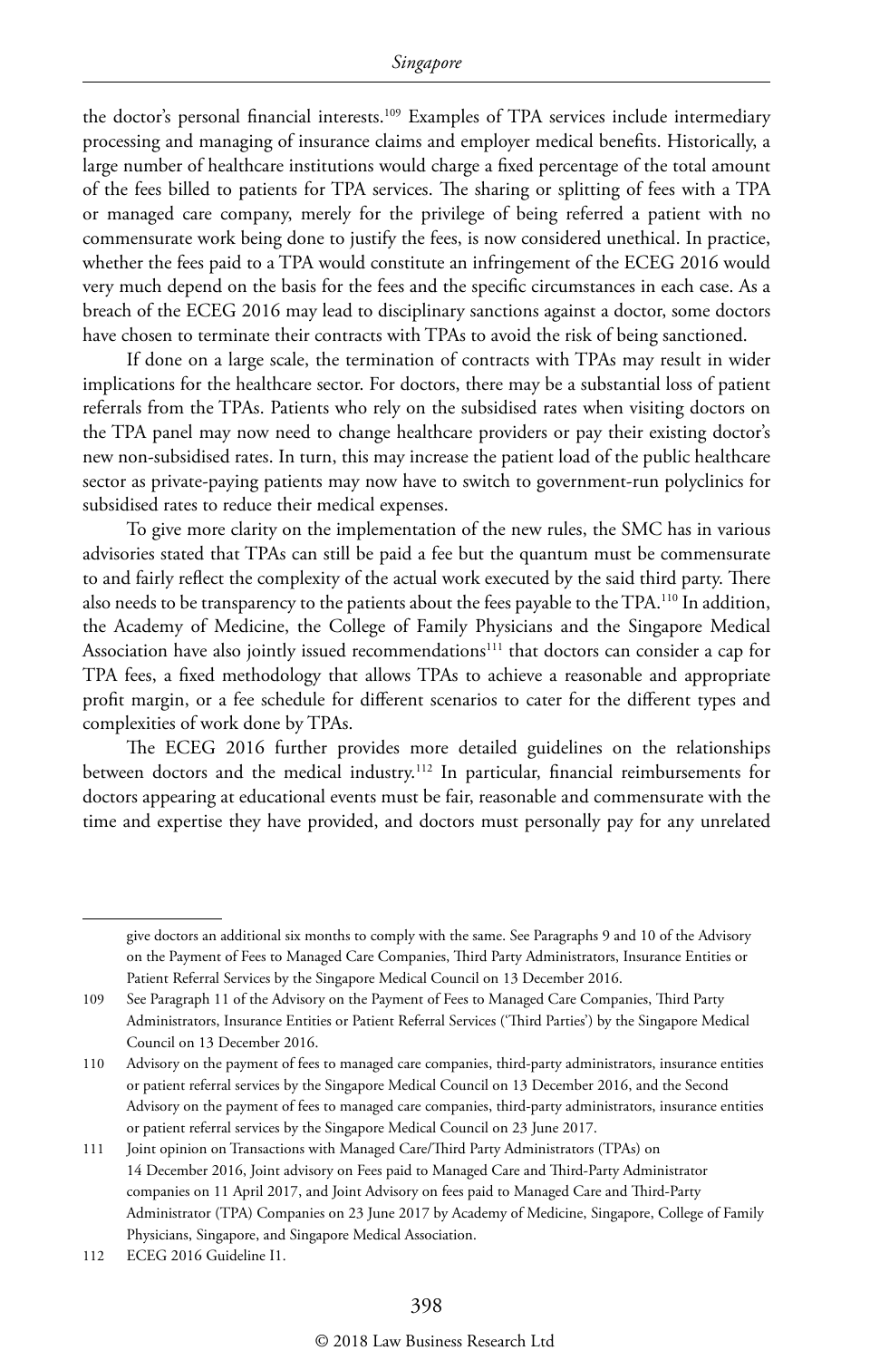the doctor's personal financial interests.[109] Examples of TPA services include intermediary processing and managing of insurance claims and employer medical benefits. Historically, a large number of healthcare institutions would charge a fixed percentage of the total amount of the fees billed to patients for TPA services. The sharing or splitting of fees with a TPA or managed care company, merely for the privilege of being referred a patient with no commensurate work being done to justify the fees, is now considered unethical. In practice, whether the fees paid to a TPA would constitute an infringement of the ECEG 2016 would very much depend on the basis for the fees and the specific circumstances in each case. As a breach of the ECEG 2016 may lead to disciplinary sanctions against a doctor, some doctors have chosen to terminate their contracts with TPAs to avoid the risk of being sanctioned.

If done on a large scale, the termination of contracts with TPAs may result in wider implications for the healthcare sector. For doctors, there may be a substantial loss of patient referrals from the TPAs. Patients who rely on the subsidised rates when visiting doctors on the TPA panel may now need to change healthcare providers or pay their existing doctor's new non-subsidised rates. In turn, this may increase the patient load of the public healthcare sector as private-paying patients may now have to switch to government-run polyclinics for subsidised rates to reduce their medical expenses.

To give more clarity on the implementation of the new rules, the SMC has in various advisories stated that TPAs can still be paid a fee but the quantum must be commensurate to and fairly reflect the complexity of the actual work executed by the said third party. There also needs to be transparency to the patients about the fees payable to the TPA.[110] In addition, the Academy of Medicine, the College of Family Physicians and the Singapore Medical Association have also jointly issued recommendations[111] that doctors can consider a cap for TPA fees, a fixed methodology that allows TPAs to achieve a reasonable and appropriate profit margin, or a fee schedule for different scenarios to cater for the different types and complexities of work done by TPAs.

The ECEG 2016 further provides more detailed guidelines on the relationships between doctors and the medical industry.[112] In particular, financial reimbursements for doctors appearing at educational events must be fair, reasonable and commensurate with the time and expertise they have provided, and doctors must personally pay for any unrelated

---

give doctors an additional six months to comply with the same. See Paragraphs 9 and 10 of the Advisory on the Payment of Fees to Managed Care Companies, Third Party Administrators, Insurance Entities or Patient Referral Services by the Singapore Medical Council on 13 December 2016.

109 See Paragraph 11 of the Advisory on the Payment of Fees to Managed Care Companies, Third Party Administrators, Insurance Entities or Patient Referral Services ('Third Parties') by the Singapore Medical Council on 13 December 2016.

110 Advisory on the payment of fees to managed care companies, third-party administrators, insurance entities or patient referral services by the Singapore Medical Council on 13 December 2016, and the Second Advisory on the payment of fees to managed care companies, third-party administrators, insurance entities or patient referral services by the Singapore Medical Council on 23 June 2017.

111 Joint opinion on Transactions with Managed Care/Third Party Administrators (TPAs) on 14 December 2016, Joint advisory on Fees paid to Managed Care and Third-Party Administrator companies on 11 April 2017, and Joint Advisory on fees paid to Managed Care and Third-Party Administrator (TPA) Companies on 23 June 2017 by Academy of Medicine, Singapore, College of Family Physicians, Singapore, and Singapore Medical Association.

112 ECEG 2016 Guideline I1.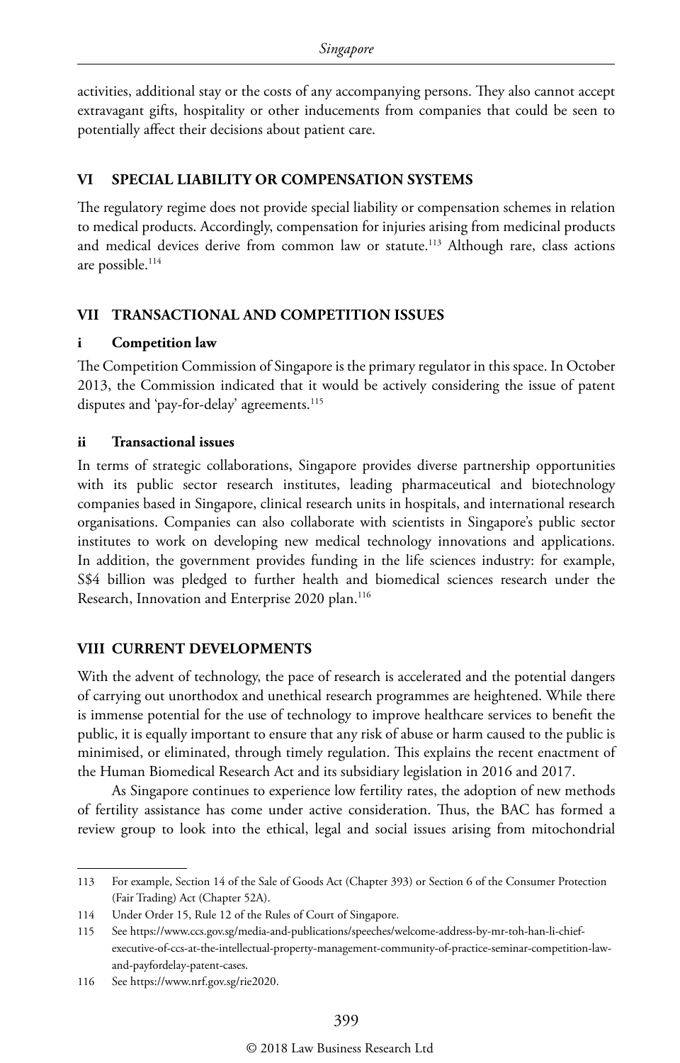activities, additional stay or the costs of any accompanying persons. They also cannot accept extravagant gifts, hospitality or other inducements from companies that could be seen to potentially affect their decisions about patient care.

## VI SPECIAL LIABILITY OR COMPENSATION SYSTEMS

The regulatory regime does not provide special liability or compensation schemes in relation to medical products. Accordingly, compensation for injuries arising from medicinal products and medical devices derive from common law or statute.[113] Although rare, class actions are possible.[114]

## VII TRANSACTIONAL AND COMPETITION ISSUES

### i Competition law

The Competition Commission of Singapore is the primary regulator in this space. In October 2013, the Commission indicated that it would be actively considering the issue of patent disputes and 'pay-for-delay' agreements.[115]

### ii Transactional issues

In terms of strategic collaborations, Singapore provides diverse partnership opportunities with its public sector research institutes, leading pharmaceutical and biotechnology companies based in Singapore, clinical research units in hospitals, and international research organisations. Companies can also collaborate with scientists in Singapore's public sector institutes to work on developing new medical technology innovations and applications. In addition, the government provides funding in the life sciences industry: for example, S$4 billion was pledged to further health and biomedical sciences research under the Research, Innovation and Enterprise 2020 plan.[116]

## VIII CURRENT DEVELOPMENTS

With the advent of technology, the pace of research is accelerated and the potential dangers of carrying out unorthodox and unethical research programmes are heightened. While there is immense potential for the use of technology to improve healthcare services to benefit the public, it is equally important to ensure that any risk of abuse or harm caused to the public is minimised, or eliminated, through timely regulation. This explains the recent enactment of the Human Biomedical Research Act and its subsidiary legislation in 2016 and 2017.

As Singapore continues to experience low fertility rates, the adoption of new methods of fertility assistance has come under active consideration. Thus, the BAC has formed a review group to look into the ethical, legal and social issues arising from mitochondrial

---

113 For example, Section 14 of the Sale of Goods Act (Chapter 393) or Section 6 of the Consumer Protection (Fair Trading) Act (Chapter 52A).

114 Under Order 15, Rule 12 of the Rules of Court of Singapore.

115 See https://www.ccs.gov.sg/media-and-publications/speeches/welcome-address-by-mr-toh-han-li-chief-executive-of-ccs-at-the-intellectual-property-management-community-of-practice-seminar-competition-law-and-payfordelay-patent-cases.

116 See https://www.nrf.gov.sg/rie2020.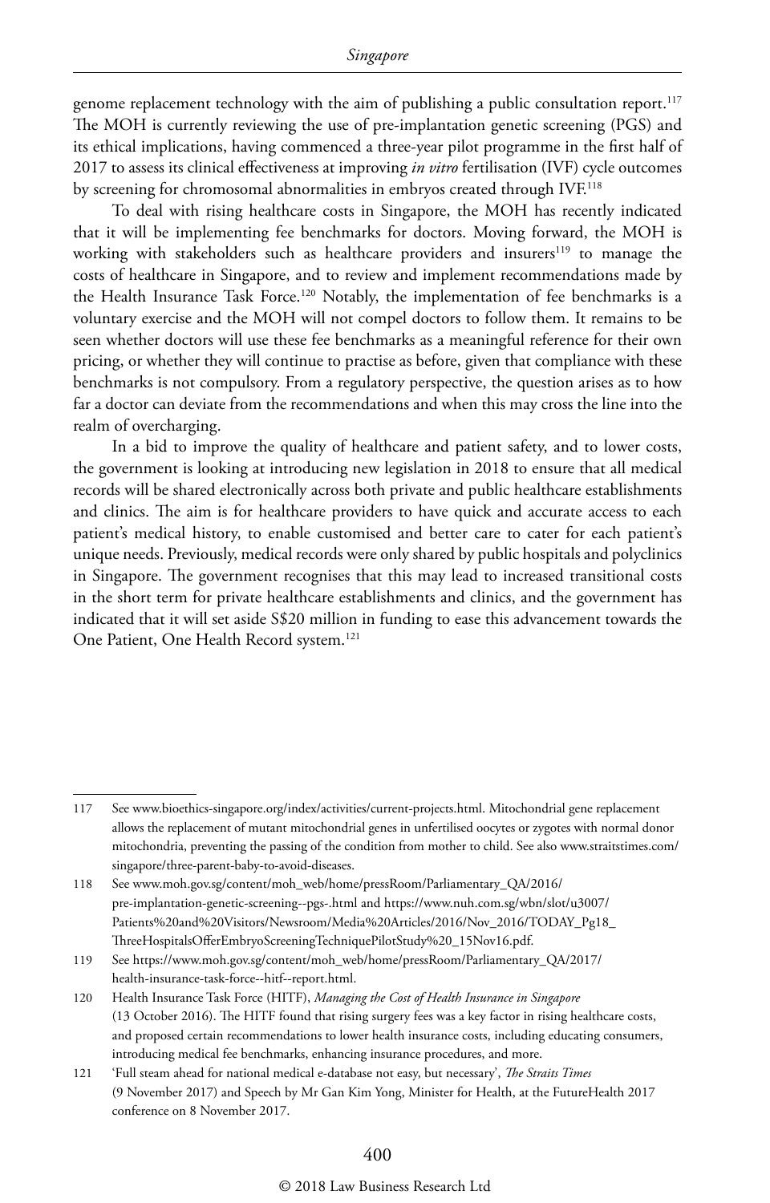genome replacement technology with the aim of publishing a public consultation report.[117] The MOH is currently reviewing the use of pre-implantation genetic screening (PGS) and its ethical implications, having commenced a three-year pilot programme in the first half of 2017 to assess its clinical effectiveness at improving *in vitro* fertilisation (IVF) cycle outcomes by screening for chromosomal abnormalities in embryos created through IVF.[118]

To deal with rising healthcare costs in Singapore, the MOH has recently indicated that it will be implementing fee benchmarks for doctors. Moving forward, the MOH is working with stakeholders such as healthcare providers and insurers[119] to manage the costs of healthcare in Singapore, and to review and implement recommendations made by the Health Insurance Task Force.[120] Notably, the implementation of fee benchmarks is a voluntary exercise and the MOH will not compel doctors to follow them. It remains to be seen whether doctors will use these fee benchmarks as a meaningful reference for their own pricing, or whether they will continue to practise as before, given that compliance with these benchmarks is not compulsory. From a regulatory perspective, the question arises as to how far a doctor can deviate from the recommendations and when this may cross the line into the realm of overcharging.

In a bid to improve the quality of healthcare and patient safety, and to lower costs, the government is looking at introducing new legislation in 2018 to ensure that all medical records will be shared electronically across both private and public healthcare establishments and clinics. The aim is for healthcare providers to have quick and accurate access to each patient's medical history, to enable customised and better care to cater for each patient's unique needs. Previously, medical records were only shared by public hospitals and polyclinics in Singapore. The government recognises that this may lead to increased transitional costs in the short term for private healthcare establishments and clinics, and the government has indicated that it will set aside S$20 million in funding to ease this advancement towards the One Patient, One Health Record system.[121]

---

117 See www.bioethics-singapore.org/index/activities/current-projects.html. Mitochondrial gene replacement allows the replacement of mutant mitochondrial genes in unfertilised oocytes or zygotes with normal donor mitochondria, preventing the passing of the condition from mother to child. See also www.straitstimes.com/singapore/three-parent-baby-to-avoid-diseases.

118 See www.moh.gov.sg/content/moh_web/home/pressRoom/Parliamentary_QA/2016/pre-implantation-genetic-screening--pgs-.html and https://www.nuh.com.sg/wbn/slot/u3007/Patients%20and%20Visitors/Newsroom/Media%20Articles/2016/Nov_2016/TODAY_Pg18_ThreeHospitalsOfferEmbryoScreeningTechniquePilotStudy%20_15Nov16.pdf.

119 See https://www.moh.gov.sg/content/moh_web/home/pressRoom/Parliamentary_QA/2017/health-insurance-task-force--hitf--report.html.

120 Health Insurance Task Force (HITF), *Managing the Cost of Health Insurance in Singapore* (13 October 2016). The HITF found that rising surgery fees was a key factor in rising healthcare costs, and proposed certain recommendations to lower health insurance costs, including educating consumers, introducing medical fee benchmarks, enhancing insurance procedures, and more.

121 'Full steam ahead for national medical e-database not easy, but necessary', *The Straits Times* (9 November 2017) and Speech by Mr Gan Kim Yong, Minister for Health, at the FutureHealth 2017 conference on 8 November 2017.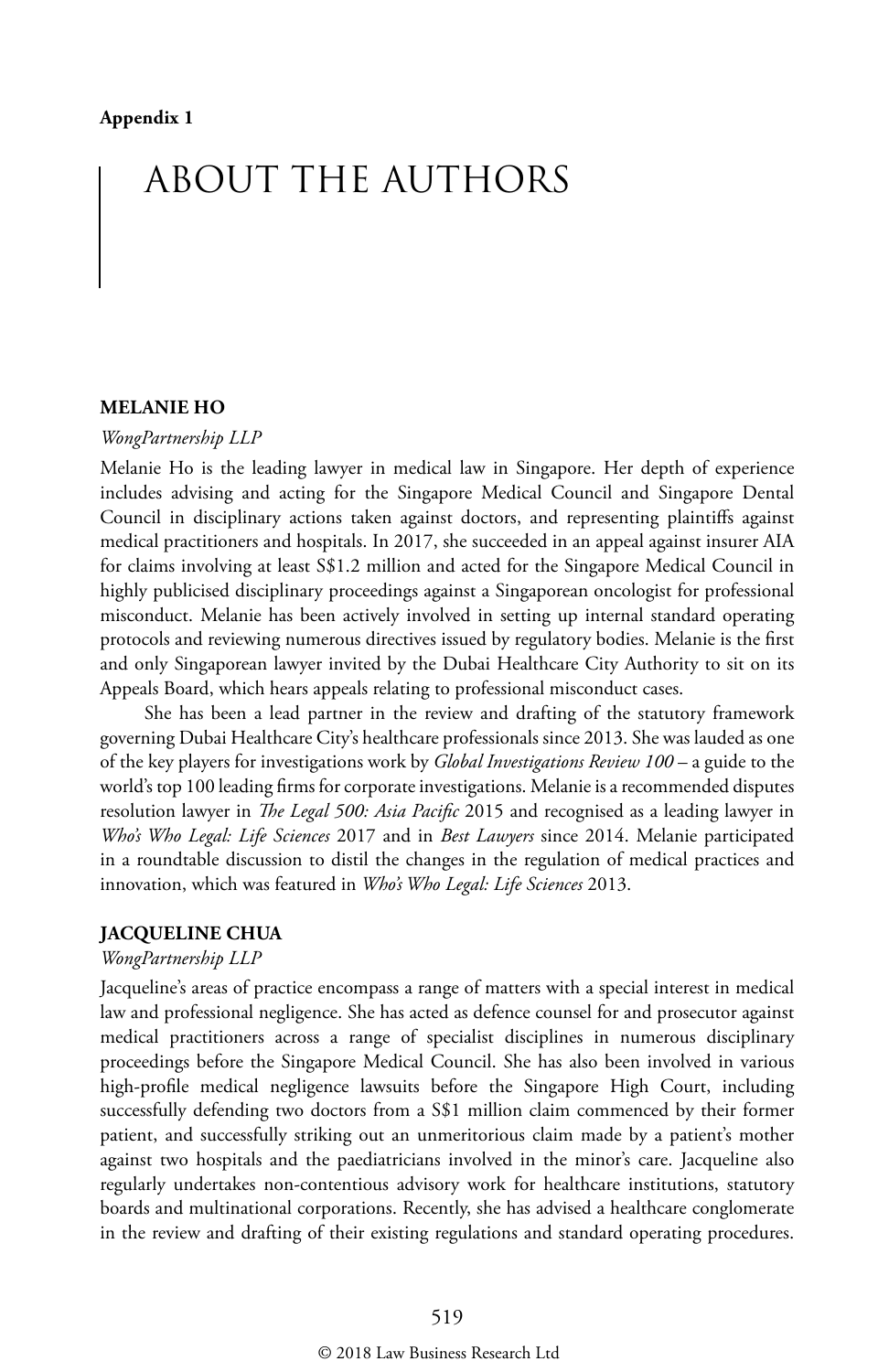**Appendix 1**

# ABOUT THE AUTHORS

## MELANIE HO

*WongPartnership LLP*

Melanie Ho is the leading lawyer in medical law in Singapore. Her depth of experience includes advising and acting for the Singapore Medical Council and Singapore Dental Council in disciplinary actions taken against doctors, and representing plaintiffs against medical practitioners and hospitals. In 2017, she succeeded in an appeal against insurer AIA for claims involving at least S$1.2 million and acted for the Singapore Medical Council in highly publicised disciplinary proceedings against a Singaporean oncologist for professional misconduct. Melanie has been actively involved in setting up internal standard operating protocols and reviewing numerous directives issued by regulatory bodies. Melanie is the first and only Singaporean lawyer invited by the Dubai Healthcare City Authority to sit on its Appeals Board, which hears appeals relating to professional misconduct cases.

She has been a lead partner in the review and drafting of the statutory framework governing Dubai Healthcare City's healthcare professionals since 2013. She was lauded as one of the key players for investigations work by *Global Investigations Review 100* – a guide to the world's top 100 leading firms for corporate investigations. Melanie is a recommended disputes resolution lawyer in *The Legal 500: Asia Pacific* 2015 and recognised as a leading lawyer in *Who's Who Legal: Life Sciences* 2017 and in *Best Lawyers* since 2014. Melanie participated in a roundtable discussion to distil the changes in the regulation of medical practices and innovation, which was featured in *Who's Who Legal: Life Sciences* 2013.

## JACQUELINE CHUA

*WongPartnership LLP*

Jacqueline's areas of practice encompass a range of matters with a special interest in medical law and professional negligence. She has acted as defence counsel for and prosecutor against medical practitioners across a range of specialist disciplines in numerous disciplinary proceedings before the Singapore Medical Council. She has also been involved in various high-profile medical negligence lawsuits before the Singapore High Court, including successfully defending two doctors from a S$1 million claim commenced by their former patient, and successfully striking out an unmeritorious claim made by a patient's mother against two hospitals and the paediatricians involved in the minor's care. Jacqueline also regularly undertakes non-contentious advisory work for healthcare institutions, statutory boards and multinational corporations. Recently, she has advised a healthcare conglomerate in the review and drafting of their existing regulations and standard operating procedures.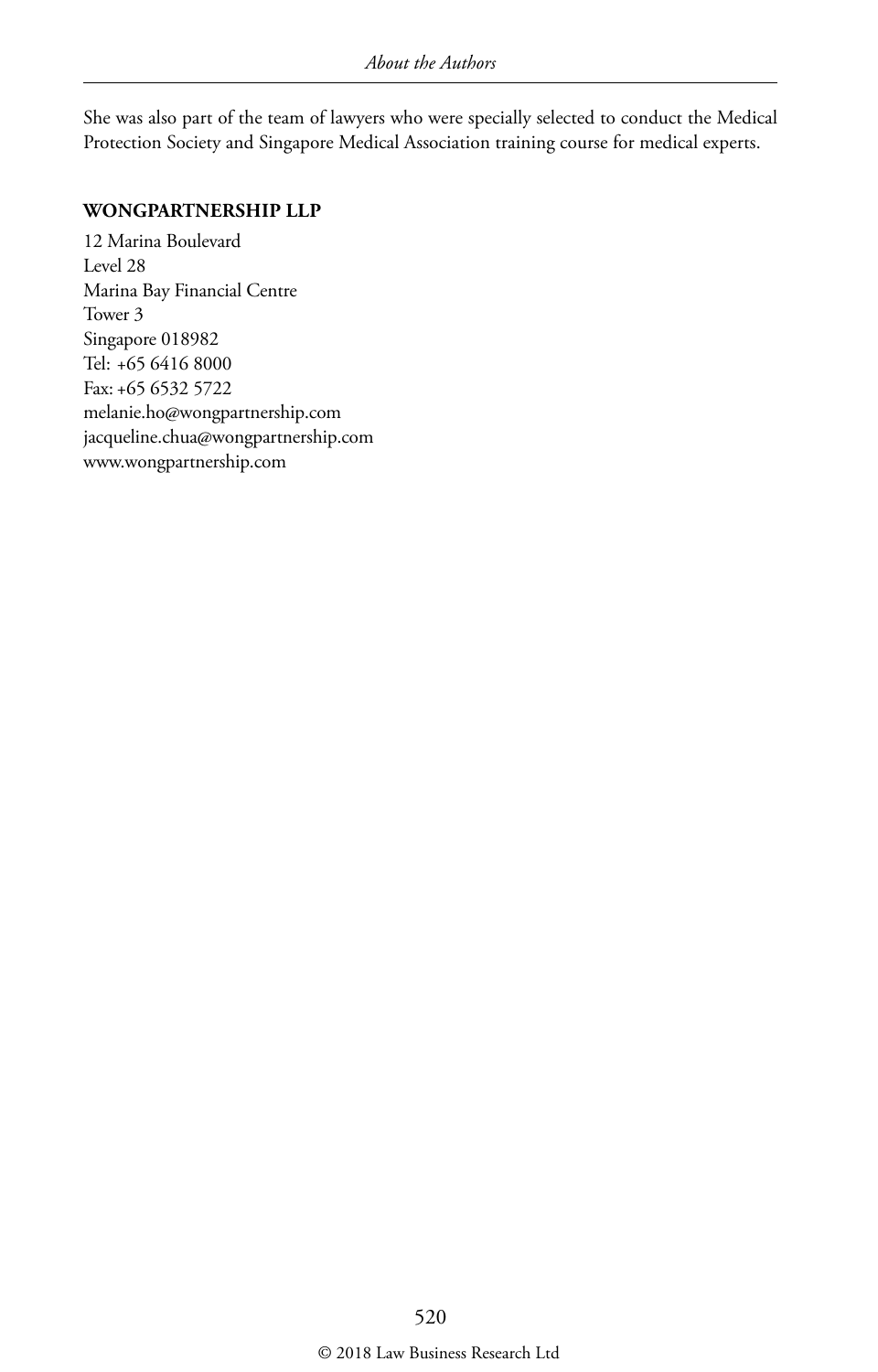She was also part of the team of lawyers who were specially selected to conduct the Medical Protection Society and Singapore Medical Association training course for medical experts.

**WONGPARTNERSHIP LLP**

12 Marina Boulevard
Level 28
Marina Bay Financial Centre
Tower 3
Singapore 018982
Tel: +65 6416 8000
Fax: +65 6532 5722
melanie.ho@wongpartnership.com
jacqueline.chua@wongpartnership.com
www.wongpartnership.com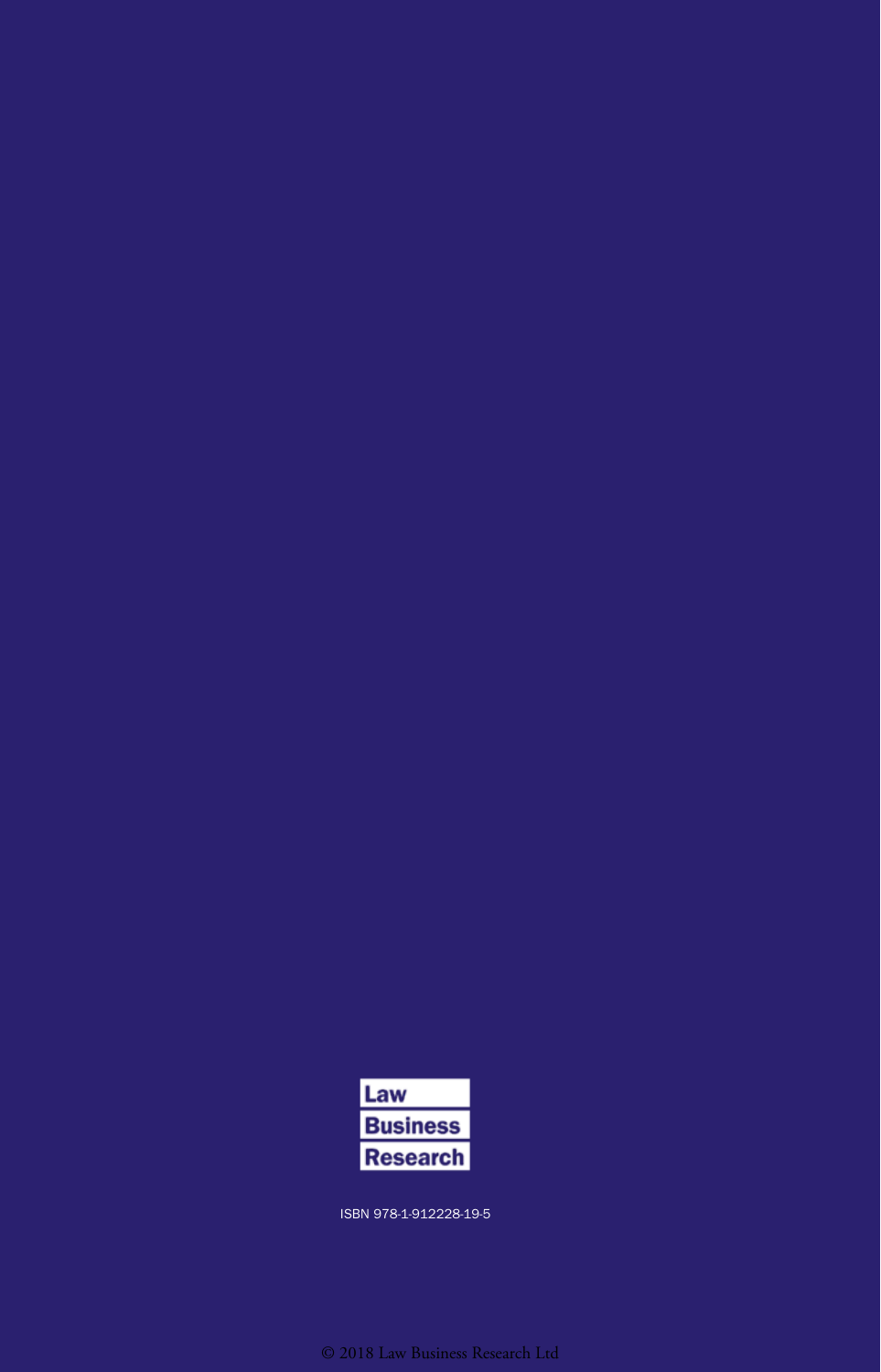Law
Business
Research

ISBN 978-1-912228-19-5

© 2018 Law Business Research Ltd